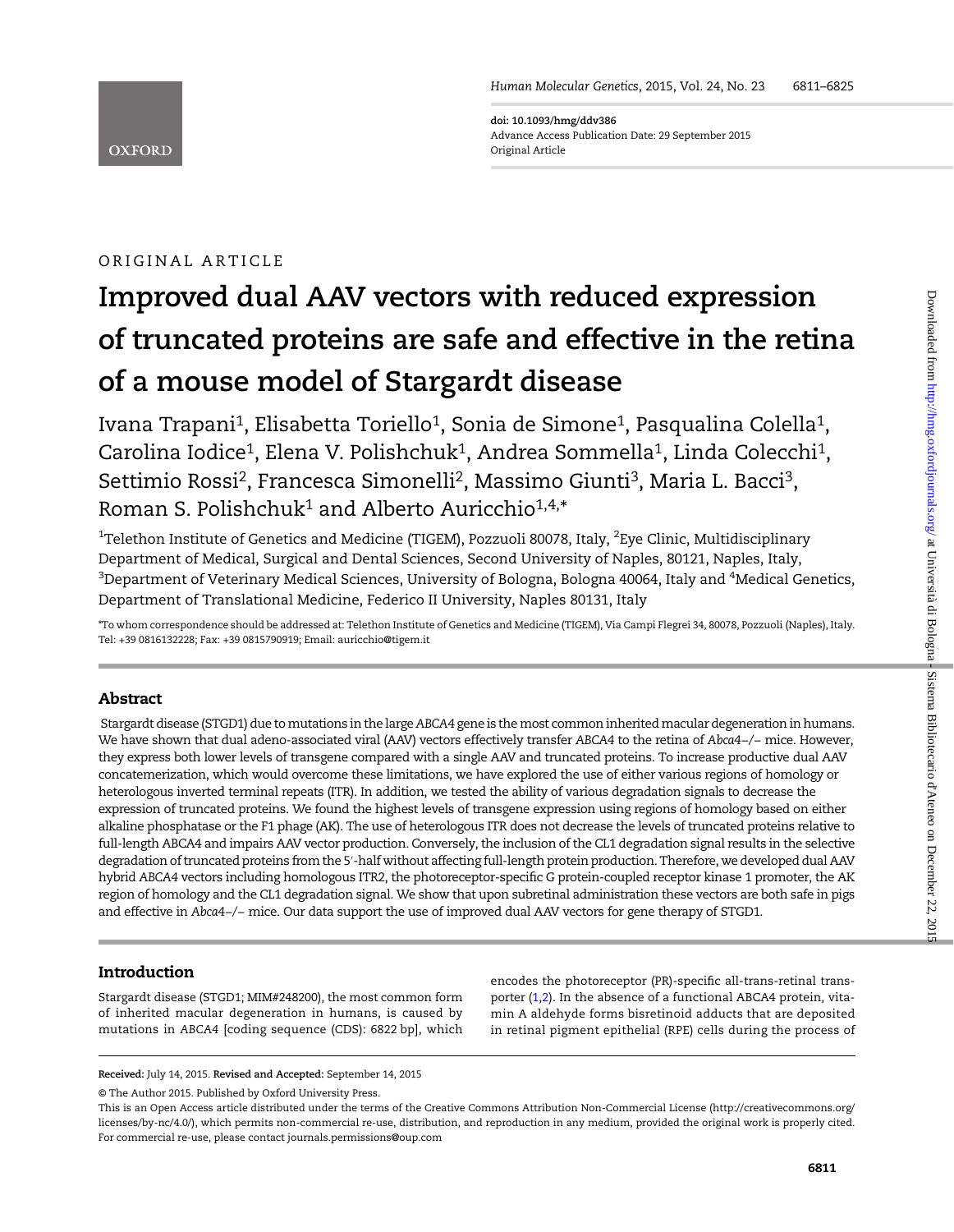ORIGINAL ARTICLE

# Improved dual AAV vectors with reduced expression of truncated proteins are safe and effective in the retina of a mouse model of Stargardt disease

Ivana Trapani[1], Elisabetta Toriello[1], Sonia de Simone[1], Pasqualina Colella[1], Carolina Iodice[1], Elena V. Polishchuk[1], Andrea Sommella[1], Linda Colecchi[1], Settimio Rossi[2], Francesca Simonelli[2], Massimo Giunti[3], Maria L. Bacci[3], Roman S. Polishchuk[1] and Alberto Auricchio[1,4,*]

[1]Telethon Institute of Genetics and Medicine (TIGEM), Pozzuoli 80078, Italy, [2]Eye Clinic, Multidisciplinary Department of Medical, Surgical and Dental Sciences, Second University of Naples, 80121, Naples, Italy, [3]Department of Veterinary Medical Sciences, University of Bologna, Bologna 40064, Italy and [4]Medical Genetics, Department of Translational Medicine, Federico II University, Naples 80131, Italy

*To whom correspondence should be addressed at: Telethon Institute of Genetics and Medicine (TIGEM), Via Campi Flegrei 34, 80078, Pozzuoli (Naples), Italy. Tel: +39 0816132228; Fax: +39 0815790919; Email: auricchio@tigem.it

## Abstract

Stargardt disease (STGD1) due to mutations in the large *ABCA4* gene is the most common inherited macular degeneration in humans. We have shown that dual adeno-associated viral (AAV) vectors effectively transfer *ABCA4* to the retina of *Abca4*–/– mice. However, they express both lower levels of transgene compared with a single AAV and truncated proteins. To increase productive dual AAV concatemerization, which would overcome these limitations, we have explored the use of either various regions of homology or heterologous inverted terminal repeats (ITR). In addition, we tested the ability of various degradation signals to decrease the expression of truncated proteins. We found the highest levels of transgene expression using regions of homology based on either alkaline phosphatase or the F1 phage (AK). The use of heterologous ITR does not decrease the levels of truncated proteins relative to full-length ABCA4 and impairs AAV vector production. Conversely, the inclusion of the CL1 degradation signal results in the selective degradation of truncated proteins from the 5′-half without affecting full-length protein production. Therefore, we developed dual AAV hybrid *ABCA4* vectors including homologous ITR2, the photoreceptor-specific G protein-coupled receptor kinase 1 promoter, the AK region of homology and the CL1 degradation signal. We show that upon subretinal administration these vectors are both safe in pigs and effective in *Abca4*–/– mice. Our data support the use of improved dual AAV vectors for gene therapy of STGD1.

## Introduction

Stargardt disease (STGD1; MIM#248200), the most common form of inherited macular degeneration in humans, is caused by mutations in *ABCA4* [coding sequence (CDS): 6822 bp], which encodes the photoreceptor (PR)-specific all-trans-retinal transporter (1,2). In the absence of a functional ABCA4 protein, vitamin A aldehyde forms bisretinoid adducts that are deposited in retinal pigment epithelial (RPE) cells during the process of

**Received:** July 14, 2015. **Revised and Accepted:** September 14, 2015

© The Author 2015. Published by Oxford University Press.

This is an Open Access article distributed under the terms of the Creative Commons Attribution Non-Commercial License (http://creativecommons.org/licenses/by-nc/4.0/), which permits non-commercial re-use, distribution, and reproduction in any medium, provided the original work is properly cited. For commercial re-use, please contact journals.permissions@oup.com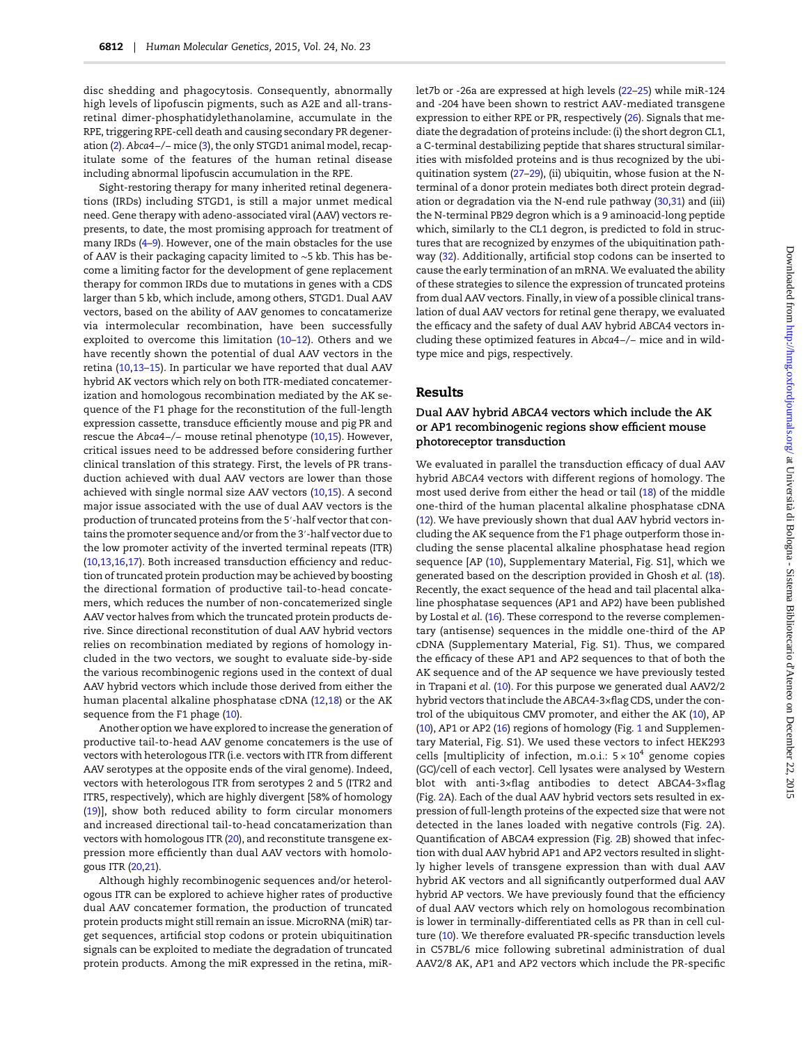disc shedding and phagocytosis. Consequently, abnormally high levels of lipofuscin pigments, such as A2E and all-trans-retinal dimer-phosphatidylethanolamine, accumulate in the RPE, triggering RPE-cell death and causing secondary PR degeneration (2). *Abca4*–/– mice (3), the only STGD1 animal model, recapitulate some of the features of the human retinal disease including abnormal lipofuscin accumulation in the RPE.

Sight-restoring therapy for many inherited retinal degenerations (IRDs) including STGD1, is still a major unmet medical need. Gene therapy with adeno-associated viral (AAV) vectors represents, to date, the most promising approach for treatment of many IRDs (4–9). However, one of the main obstacles for the use of AAV is their packaging capacity limited to ~5 kb. This has become a limiting factor for the development of gene replacement therapy for common IRDs due to mutations in genes with a CDS larger than 5 kb, which include, among others, STGD1. Dual AAV vectors, based on the ability of AAV genomes to concatamerize via intermolecular recombination, have been successfully exploited to overcome this limitation (10–12). Others and we have recently shown the potential of dual AAV vectors in the retina (10,13–15). In particular we have reported that dual AAV hybrid AK vectors which rely on both ITR-mediated concatemerization and homologous recombination mediated by the AK sequence of the F1 phage for the reconstitution of the full-length expression cassette, transduce efficiently mouse and pig PR and rescue the *Abca4*–/– mouse retinal phenotype (10,15). However, critical issues need to be addressed before considering further clinical translation of this strategy. First, the levels of PR transduction achieved with dual AAV vectors are lower than those achieved with single normal size AAV vectors (10,15). A second major issue associated with the use of dual AAV vectors is the production of truncated proteins from the 5′-half vector that contains the promoter sequence and/or from the 3′-half vector due to the low promoter activity of the inverted terminal repeats (ITR) (10,13,16,17). Both increased transduction efficiency and reduction of truncated protein production may be achieved by boosting the directional formation of productive tail-to-head concatemers, which reduces the number of non-concatemerized single AAV vector halves from which the truncated protein products derive. Since directional reconstitution of dual AAV hybrid vectors relies on recombination mediated by regions of homology included in the two vectors, we sought to evaluate side-by-side the various recombinogenic regions used in the context of dual AAV hybrid vectors which include those derived from either the human placental alkaline phosphatase cDNA (12,18) or the AK sequence from the F1 phage (10).

Another option we have explored to increase the generation of productive tail-to-head AAV genome concatemers is the use of vectors with heterologous ITR (i.e. vectors with ITR from different AAV serotypes at the opposite ends of the viral genome). Indeed, vectors with heterologous ITR from serotypes 2 and 5 (ITR2 and ITR5, respectively), which are highly divergent [58% of homology (19)], show both reduced ability to form circular monomers and increased directional tail-to-head concatamerization than vectors with homologous ITR (20), and reconstitute transgene expression more efficiently than dual AAV vectors with homologous ITR (20,21).

Although highly recombinogenic sequences and/or heterologous ITR can be explored to achieve higher rates of productive dual AAV concatemer formation, the production of truncated protein products might still remain an issue. MicroRNA (miR) target sequences, artificial stop codons or protein ubiquitination signals can be exploited to mediate the degradation of truncated protein products. Among the miR expressed in the retina, miR-let7b or -26a are expressed at high levels (22–25) while miR-124 and -204 have been shown to restrict AAV-mediated transgene expression to either RPE or PR, respectively (26). Signals that mediate the degradation of proteins include: (i) the short degron CL1, a C-terminal destabilizing peptide that shares structural similarities with misfolded proteins and is thus recognized by the ubiquitination system (27–29), (ii) ubiquitin, whose fusion at the N-terminal of a donor protein mediates both direct protein degradation or degradation via the N-end rule pathway (30,31) and (iii) the N-terminal PB29 degron which is a 9 aminoacid-long peptide which, similarly to the CL1 degron, is predicted to fold in structures that are recognized by enzymes of the ubiquitination pathway (32). Additionally, artificial stop codons can be inserted to cause the early termination of an mRNA. We evaluated the ability of these strategies to silence the expression of truncated proteins from dual AAV vectors. Finally, in view of a possible clinical translation of dual AAV vectors for retinal gene therapy, we evaluated the efficacy and the safety of dual AAV hybrid *ABCA4* vectors including these optimized features in *Abca4*–/– mice and in wild-type mice and pigs, respectively.

## Results

### Dual AAV hybrid *ABCA4* vectors which include the AK or AP1 recombinogenic regions show efficient mouse photoreceptor transduction

We evaluated in parallel the transduction efficacy of dual AAV hybrid *ABCA4* vectors with different regions of homology. The most used derive from either the head or tail (18) of the middle one-third of the human placental alkaline phosphatase cDNA (12). We have previously shown that dual AAV hybrid vectors including the AK sequence from the F1 phage outperform those including the sense placental alkaline phosphatase head region sequence [AP (10), Supplementary Material, Fig. S1], which we generated based on the description provided in Ghosh *et al*. (18). Recently, the exact sequence of the head and tail placental alkaline phosphatase sequences (AP1 and AP2) have been published by Lostal *et al*. (16). These correspond to the reverse complementary (antisense) sequences in the middle one-third of the AP cDNA (Supplementary Material, Fig. S1). Thus, we compared the efficacy of these AP1 and AP2 sequences to that of both the AK sequence and of the AP sequence we have previously tested in Trapani *et al*. (10). For this purpose we generated dual AAV2/2 hybrid vectors that include the *ABCA4*-3×flag CDS, under the control of the ubiquitous CMV promoter, and either the AK (10), AP (10), AP1 or AP2 (16) regions of homology (Fig. 1 and Supplementary Material, Fig. S1). We used these vectors to infect HEK293 cells [multiplicity of infection, m.o.i.: $5 \times 10^4$ genome copies (GC)/cell of each vector]. Cell lysates were analysed by Western blot with anti-3×flag antibodies to detect ABCA4-3×flag (Fig. 2A). Each of the dual AAV hybrid vectors sets resulted in expression of full-length proteins of the expected size that were not detected in the lanes loaded with negative controls (Fig. 2A). Quantification of ABCA4 expression (Fig. 2B) showed that infection with dual AAV hybrid AP1 and AP2 vectors resulted in slightly higher levels of transgene expression than with dual AAV hybrid AK vectors and all significantly outperformed dual AAV hybrid AP vectors. We have previously found that the efficiency of dual AAV vectors which rely on homologous recombination is lower in terminally-differentiated cells as PR than in cell culture (10). We therefore evaluated PR-specific transduction levels in C57BL/6 mice following subretinal administration of dual AAV2/8 AK, AP1 and AP2 vectors which include the PR-specific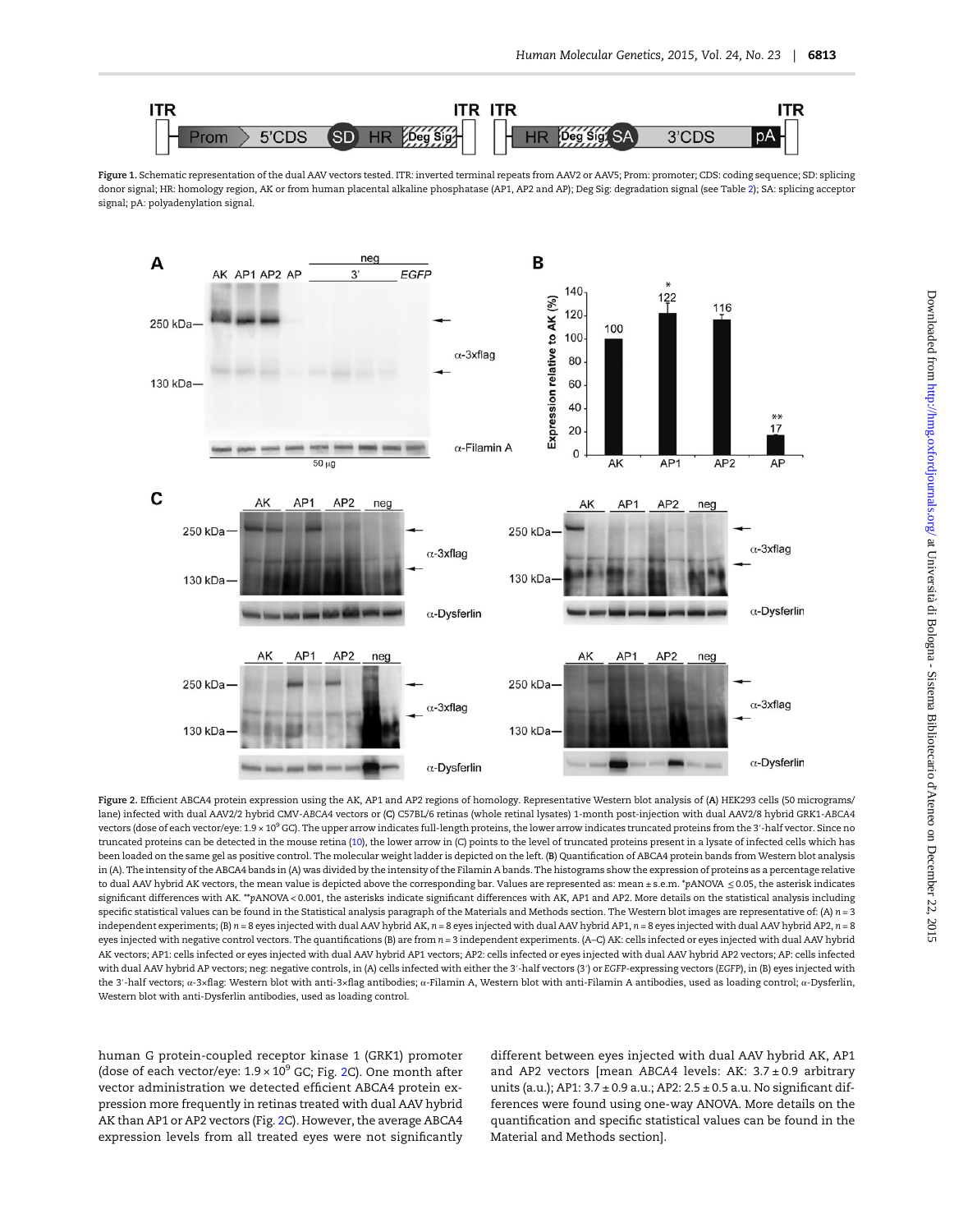ITR

Prom

5'CDS

SD

HR

Deg Sig

ITR ITR

HR

Deg Sig

SA

3'CDS

pA

ITR

**Figure 1.** Schematic representation of the dual AAV vectors tested. ITR: inverted terminal repeats from AAV2 or AAV5; Prom: promoter; CDS: coding sequence; SD: splicing donor signal; HR: homology region, AK or from human placental alkaline phosphatase (AP1, AP2 and AP); Deg Sig: degradation signal (see Table 2); SA: splicing acceptor signal; pA: polyadenylation signal.

A

AK AP1 AP2 AP

neg

3'

EGFP

250 kDa—

130 kDa—

α-3xflag

α-Filamin A

50 μg

B

Expression relative to AK (%)

140

120

100

80

60

40

20

0

100

*
122

116

**
17

AK AP1 AP2 AP

C

AK AP1 AP2 neg

250 kDa—

130 kDa—

α-3xflag

α-Dysferlin

**Figure 2.** Efficient ABCA4 protein expression using the AK, AP1 and AP2 regions of homology. Representative Western blot analysis of (**A**) HEK293 cells (50 micrograms/lane) infected with dual AAV2/2 hybrid CMV-*ABCA4* vectors or (**C**) C57BL/6 retinas (whole retinal lysates) 1-month post-injection with dual AAV2/8 hybrid GRK1-*ABCA4* vectors (dose of each vector/eye: $1.9 \times 10^9$ GC). The upper arrow indicates full-length proteins, the lower arrow indicates truncated proteins from the 3′-half vector. Since no truncated proteins can be detected in the mouse retina (10), the lower arrow in (C) points to the level of truncated proteins present in a lysate of infected cells which has been loaded on the same gel as positive control. The molecular weight ladder is depicted on the left. (**B**) Quantification of ABCA4 protein bands from Western blot analysis in (A). The intensity of the ABCA4 bands in (A) was divided by the intensity of the Filamin A bands. The histograms show the expression of proteins as a percentage relative to dual AAV hybrid AK vectors, the mean value is depicted above the corresponding bar. Values are represented as: mean ± s.e.m. *pANOVA ≤ 0.05, the asterisk indicates significant differences with AK. **pANOVA < 0.001, the asterisks indicate significant differences with AK, AP1 and AP2. More details on the statistical analysis including specific statistical values can be found in the Statistical analysis paragraph of the Materials and Methods section. The Western blot images are representative of: (A) $n = 3$ independent experiments; (B) $n = 8$ eyes injected with dual AAV hybrid AK, $n = 8$ eyes injected with dual AAV hybrid AP1, $n = 8$ eyes injected with dual AAV hybrid AP2, $n = 8$ eyes injected with negative control vectors, The quantifications (B) are from $n = 3$ independent experiments. (A–C) AK: cells infected or eyes injected with dual AAV hybrid AK vectors; AP1: cells infected or eyes injected with dual AAV hybrid AP1 vectors; AP2: cells infected or eyes injected with dual AAV hybrid AP2 vectors; AP: cells infected with dual AAV hybrid AP vectors; neg: negative controls, in (A) cells infected with either the 3′-half vectors (3′) or *EGFP*-expressing vectors (*EGFP*), in (B) eyes injected with the 3′-half vectors; α-3×flag: Western blot with anti-3×flag antibodies; α-Filamin A, Western blot with anti-Filamin A antibodies, used as loading control; α-Dysferlin, Western blot with anti-Dysferlin antibodies, used as loading control.

human G protein-coupled receptor kinase 1 (GRK1) promoter (dose of each vector/eye: $1.9 \times 10^9$ GC; Fig. 2C). One month after vector administration we detected efficient ABCA4 protein expression more frequently in retinas treated with dual AAV hybrid AK than AP1 or AP2 vectors (Fig. 2C). However, the average ABCA4 expression levels from all treated eyes were not significantly different between eyes injected with dual AAV hybrid AK, AP1 and AP2 vectors [mean *ABCA4* levels: AK: 3.7 ± 0.9 arbitrary units (a.u.); AP1: 3.7 ± 0.9 a.u.; AP2: 2.5 ± 0.5 a.u. No significant differences were found using one-way ANOVA. More details on the quantification and specific statistical values can be found in the Material and Methods section].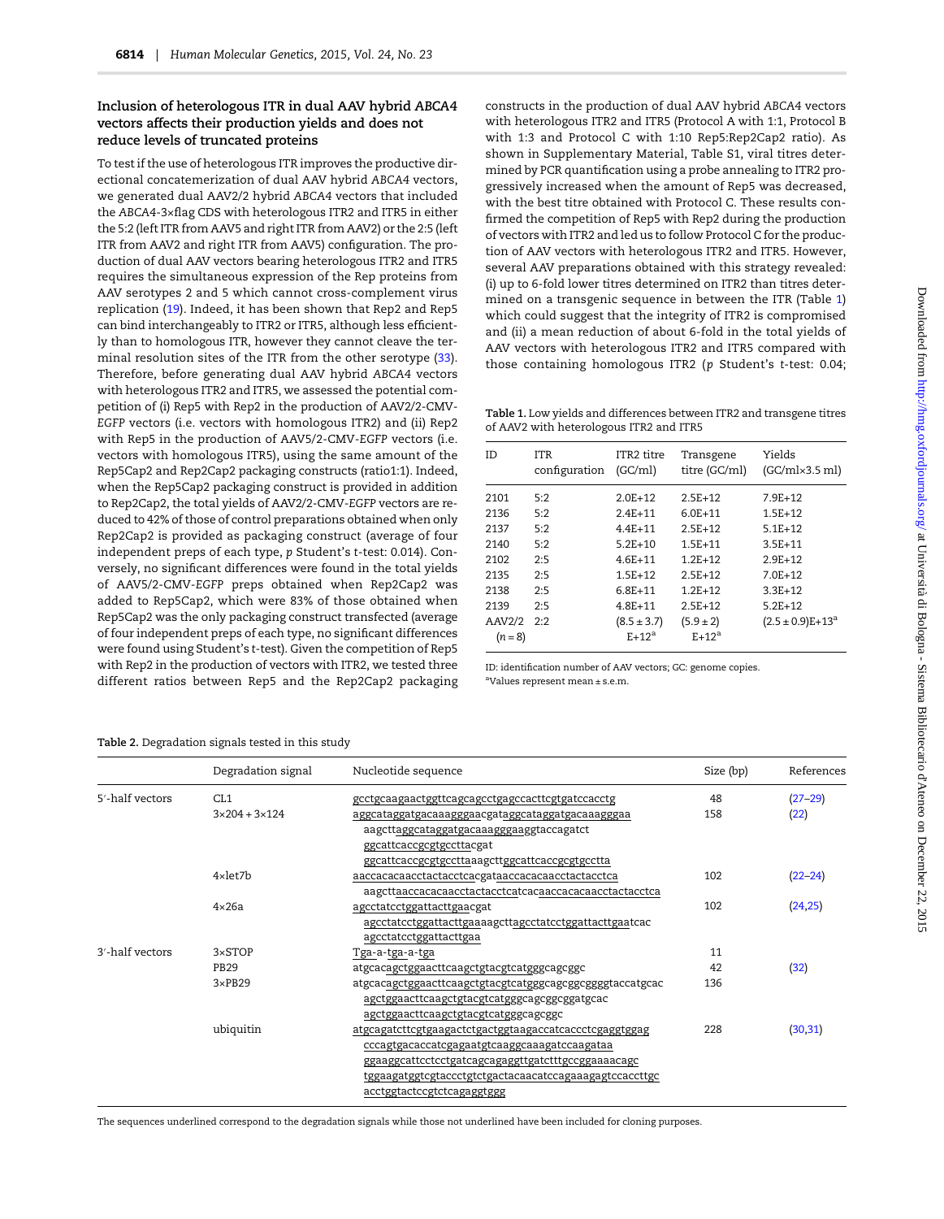### Inclusion of heterologous ITR in dual AAV hybrid *ABCA4* vectors affects their production yields and does not reduce levels of truncated proteins

To test if the use of heterologous ITR improves the productive directional concatemerization of dual AAV hybrid *ABCA4* vectors, we generated dual AAV2/2 hybrid *ABCA4* vectors that included the *ABCA4*-3×flag CDS with heterologous ITR2 and ITR5 in either the 5:2 (left ITR from AAV5 and right ITR from AAV2) or the 2:5 (left ITR from AAV2 and right ITR from AAV5) configuration. The production of dual AAV vectors bearing heterologous ITR2 and ITR5 requires the simultaneous expression of the Rep proteins from AAV serotypes 2 and 5 which cannot cross-complement virus replication (19). Indeed, it has been shown that Rep2 and Rep5 can bind interchangeably to ITR2 or ITR5, although less efficiently than to homologous ITR, however they cannot cleave the terminal resolution sites of the ITR from the other serotype (33). Therefore, before generating dual AAV hybrid *ABCA4* vectors with heterologous ITR2 and ITR5, we assessed the potential competition of (i) Rep5 with Rep2 in the production of AAV2/2-CMV-*EGFP* vectors (i.e. vectors with homologous ITR2) and (ii) Rep2 with Rep5 in the production of AAV5/2-CMV-*EGFP* vectors (i.e. vectors with homologous ITR5), using the same amount of the Rep5Cap2 and Rep2Cap2 packaging constructs (ratio1:1). Indeed, when the Rep5Cap2 packaging construct is provided in addition to Rep2Cap2, the total yields of AAV2/2-CMV-*EGFP* vectors are reduced to 42% of those of control preparations obtained when only Rep2Cap2 is provided as packaging construct (average of four independent preps of each type, $p$ Student's $t$-test: 0.014). Conversely, no significant differences were found in the total yields of AAV5/2-CMV-*EGFP* preps obtained when Rep2Cap2 was added to Rep5Cap2, which were 83% of those obtained when Rep5Cap2 was the only packaging construct transfected (average of four independent preps of each type, no significant differences were found using Student's $t$-test). Given the competition of Rep5 with Rep2 in the production of vectors with ITR2, we tested three different ratios between Rep5 and the Rep2Cap2 packaging constructs in the production of dual AAV hybrid *ABCA4* vectors with heterologous ITR2 and ITR5 (Protocol A with 1:1, Protocol B with 1:3 and Protocol C with 1:10 Rep5:Rep2Cap2 ratio). As shown in Supplementary Material, Table S1, viral titres determined by PCR quantification using a probe annealing to ITR2 progressively increased when the amount of Rep5 was decreased, with the best titre obtained with Protocol C. These results confirmed the competition of Rep5 with Rep2 during the production of vectors with ITR2 and led us to follow Protocol C for the production of AAV vectors with heterologous ITR2 and ITR5. However, several AAV preparations obtained with this strategy revealed: (i) up to 6-fold lower titres determined on ITR2 than titres determined on a transgenic sequence in between the ITR (Table 1) which could suggest that the integrity of ITR2 is compromised and (ii) a mean reduction of about 6-fold in the total yields of AAV vectors with heterologous ITR2 and ITR5 compared with those containing homologous ITR2 ($p$ Student's $t$-test: 0.04;

**Table 1.** Low yields and differences between ITR2 and transgene titres of AAV2 with heterologous ITR2 and ITR5

| ID | ITR configuration | ITR2 titre (GC/ml) | Transgene titre (GC/ml) | Yields (GC/ml×3.5 ml) |
|---|---|---|---|---|
| 2101 | 5:2 | 2.0E+12 | 2.5E+12 | 7.9E+12 |
| 2136 | 5:2 | 2.4E+11 | 6.0E+11 | 1.5E+12 |
| 2137 | 5:2 | 4.4E+11 | 2.5E+12 | 5.1E+12 |
| 2140 | 5:2 | 5.2E+10 | 1.5E+11 | 3.5E+11 |
| 2102 | 2:5 | 4.6E+11 | 1.2E+12 | 2.9E+12 |
| 2135 | 2:5 | 1.5E+12 | 2.5E+12 | 7.0E+12 |
| 2138 | 2:5 | 6.8E+11 | 1.2E+12 | 3.3E+12 |
| 2139 | 2:5 | 4.8E+11 | 2.5E+12 | 5.2E+12 |
| AAV2/2 ($n$ = 8) | 2:2 | (8.5 ± 3.7) E+12[a] | (5.9 ± 2) E+12[a] | (2.5 ± 0.9)E+13[a] |

ID: identification number of AAV vectors; GC: genome copies.
[a]Values represent mean ± s.e.m.

**Table 2.** Degradation signals tested in this study

| | Degradation signal | Nucleotide sequence | Size (bp) | References |
|---|---|---|---|---|
| 5′-half vectors | CL1 | gcctgcaagaactggttcagcagcctgagccacttcgtgatccacctg | 48 | (27–29) |
| | 3×204 + 3×124 | aggcataggatgacaaagggaacgataggcataggatgacaaagggaa aagcttaggcataggatgacaaagggaaggtaccagatct ggcattcaccgcgtgccttacgat ggcattcaccgcgtgccttaaagcttggcattcaccgcgtgcctta | 158 | (22) |
| | 4×let7b | aaccacacaacctactacctcacgataaccacacaacctactacctca aagcttaaccacacaacctactacctcatcacaaccacacaacctactacctca | 102 | (22–24) |
| | 4×26a | agcctatcctggattacttgaacgat agcctatcctggattacttgaaaagcttagcctatcctggattacttgaatcac agcctatcctggattacttgaa | 102 | (24,25) |
| 3′-half vectors | 3×STOP | Tga-a-tga-a-tga | 11 | |
| | PB29 | atgcacagctggaacttcaagctgtacgtcatgggcagcggc | 42 | (32) |
| | 3×PB29 | atgcacagctggaacttcaagctgtacgtcatgggcagcggcggggtaccatgcac agctggaacttcaagctgtacgtcatgggcagcggcggatgcac agctggaacttcaagctgtacgtcatgggcagcggc | 136 | |
| | ubiquitin | atgcagatcttcgtgaagactctgactggtaagaccatcaccctcgaggtggag cccagtgacaccatcgagaatgtcaaggcaaagatccaagataa ggaaggcattcctcctgatcagcagaggttgatctttgccggaaaacagc tggaagatggtcgtaccctgtctgactacaacatccagaaagagtccaccttgc acctggtactccgtctcagaggtggg | 228 | (30,31) |

The sequences underlined correspond to the degradation signals while those not underlined have been included for cloning purposes.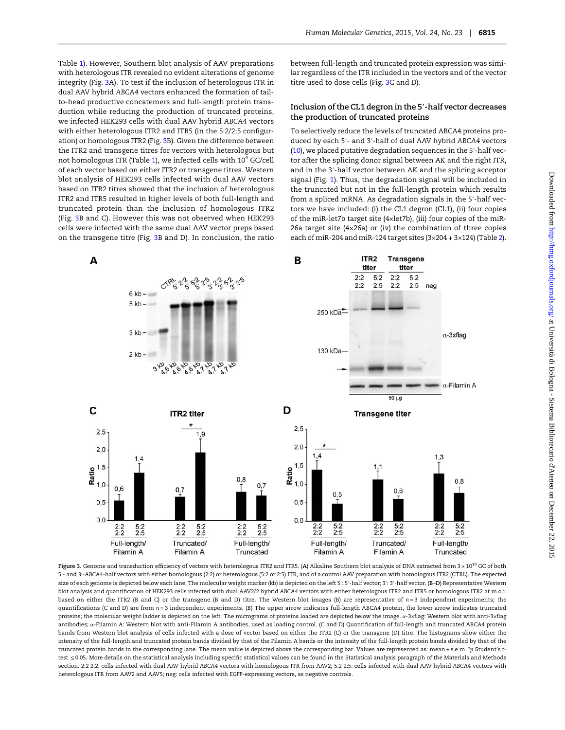Table 1). However, Southern blot analysis of AAV preparations with heterologous ITR revealed no evident alterations of genome integrity (Fig. 3A). To test if the inclusion of heterologous ITR in dual AAV hybrid *ABCA4* vectors enhanced the formation of tail-to-head productive concatemers and full-length protein transduction while reducing the production of truncated proteins, we infected HEK293 cells with dual AAV hybrid *ABCA4* vectors with either heterologous ITR2 and ITR5 (in the 5:2/2:5 configuration) or homologous ITR2 (Fig. 3B). Given the difference between the ITR2 and transgene titres for vectors with heterologous but not homologous ITR (Table 1), we infected cells with $10^4$ GC/cell of each vector based on either ITR2 or transgene titres. Western blot analysis of HEK293 cells infected with dual AAV vectors based on ITR2 titres showed that the inclusion of heterologous ITR2 and ITR5 resulted in higher levels of both full-length and truncated protein than the inclusion of homologous ITR2 (Fig. 3B and C). However this was not observed when HEK293 cells were infected with the same dual AAV vector preps based on the transgene titre (Fig. 3B and D). In conclusion, the ratio between full-length and truncated protein expression was similar regardless of the ITR included in the vectors and of the vector titre used to dose cells (Fig. 3C and D).

### Inclusion of the CL1 degron in the 5′-half vector decreases the production of truncated proteins

To selectively reduce the levels of truncated ABCA4 proteins produced by each 5′- and 3′-half of dual AAV hybrid *ABCA4* vectors (10), we placed putative degradation sequences in the 5′-half vector after the splicing donor signal between AK and the right ITR, and in the 3′-half vector between AK and the splicing acceptor signal (Fig. 1). Thus, the degradation signal will be included in the truncated but not in the full-length protein which results from a spliced mRNA. As degradation signals in the 5′-half vectors we have included: (i) the CL1 degron (CL1), (ii) four copies of the miR-let7b target site (4×let7b), (iii) four copies of the miR-26a target site (4×26a) or (iv) the combination of three copies each of miR-204 and miR-124 target sites (3×204 + 3×124) (Table 2).

A

CTRL 5′ 2:2 5′ 5:2 5′ 2:5 3′ 2:2 3′ 5:2 3′ 2:5

6 kb –
5 kb –
3 kb –
2 kb –

3 kb 4,6 kb 4,6 kb 4,6 kb 4,7 kb 4,7 kb 4,7 kb

B

ITR2 titer | Transgene titer
2:2 2:2 | 5:2 2:5 | 2:2 2:2 | 5:2 2:5 | neg

250 kDa
130 kDa
α-3xflag
α-Filamin A
50 μg

C

ITR2 titer

Ratio

2,5
2,0
1,5
1,0
0,5
0,0

0,6 1,4 0,7 1,9 0,8 0,7
*

2:2 2:2 | 5:2 2:5 | 2:2 2:2 | 5:2 2:5 | 2:2 2:2 | 5:2 2:5

Full-length/ Filamin A | Truncated/ Filamin A | Full-length/ Truncated

D

Transgene titer

Ratio

2,5
2,0
1,5
1,0
0,5
0,0

1,4 0,5 1,1 0,6 1,3 0,8
*

2:2 2:2 | 5:2 2:5 | 2:2 2:2 | 5:2 2:5 | 2:2 2:2 | 5:2 2:5

Full-length/ Filamin A | Truncated/ Filamin A | Full-length/ Truncated

**Figure 3.** Genome and transduction efficiency of vectors with heterologous ITR2 and ITR5. (**A**) Alkaline Southern blot analysis of DNA extracted from $3 \times 10^{10}$ GC of both 5′- and 3′-*ABCA4*-half vectors with either homologous (2:2) or heterologous (5:2 or 2:5) ITR, and of a control AAV preparation with homologous ITR2 (CTRL). The expected size of each genome is depicted below each lane. The molecular weight marker (kb) is depicted on the left 5′: 5′-half vector; 3′: 3′-half vector. (**B**–**D**) Representative Western blot analysis and quantification of HEK293 cells infected with dual AAV2/2 hybrid *ABCA4* vectors with either heterologous ITR2 and ITR5 or homologous ITR2 at m.o.i. based on either the ITR2 (B and C) or the transgene (B and D) titre. The Western blot images (B) are representative of $n = 3$ independent experiments; the quantifications (C and D) are from $n = 3$ independent experiments. (B) The upper arrow indicates full-length ABCA4 protein, the lower arrow indicates truncated proteins; the molecular weight ladder is depicted on the left. The micrograms of proteins loaded are depicted below the image. α-3×flag: Western blot with anti-3×flag antibodies; α-Filamin A: Western blot with anti-Filamin A antibodies, used as loading control. (C and D) Quantification of full-length and truncated ABCA4 protein bands from Western blot analysis of cells infected with a dose of vector based on either the ITR2 (C) or the transgene (D) titre. The histograms show either the intensity of the full-length and truncated protein bands divided by that of the Filamin A bands or the intensity of the full-length protein bands divided by that of the truncated protein bands in the corresponding lane. The mean value is depicted above the corresponding bar. Values are represented as: mean ± s.e.m. *$p$ Student's $t$-test ≤ 0.05. More details on the statistical analysis including specific statistical values can be found in the Statistical analysis paragraph of the Materials and Methods section. 2:2 2:2: cells infected with dual AAV hybrid *ABCA4* vectors with homologous ITR from AAV2; 5:2 2:5: cells infected with dual AAV hybrid *ABCA4* vectors with heterologous ITR from AAV2 and AAV5; neg: cells infected with *EGFP*-expressing vectors, as negative controls.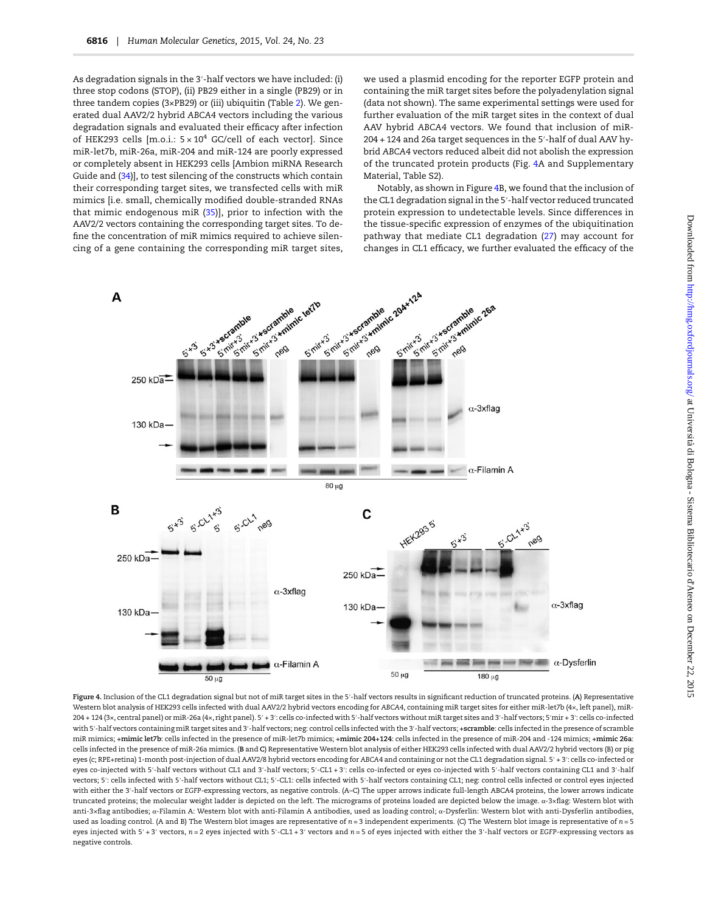As degradation signals in the 3′-half vectors we have included: (i) three stop codons (STOP), (ii) PB29 either in a single (PB29) or in three tandem copies (3×PB29) or (iii) ubiquitin (Table 2). We generated dual AAV2/2 hybrid *ABCA4* vectors including the various degradation signals and evaluated their efficacy after infection of HEK293 cells [m.o.i.: $5 \times 10^4$ GC/cell of each vector]. Since miR-let7b, miR-26a, miR-204 and miR-124 are poorly expressed or completely absent in HEK293 cells [Ambion miRNA Research Guide and (34)], to test silencing of the constructs which contain their corresponding target sites, we transfected cells with miR mimics [i.e. small, chemically modified double-stranded RNAs that mimic endogenous miR (35)], prior to infection with the AAV2/2 vectors containing the corresponding target sites. To define the concentration of miR mimics required to achieve silencing of a gene containing the corresponding miR target sites, we used a plasmid encoding for the reporter EGFP protein and containing the miR target sites before the polyadenylation signal (data not shown). The same experimental settings were used for further evaluation of the miR target sites in the context of dual AAV hybrid *ABCA4* vectors. We found that inclusion of miR-204 + 124 and 26a target sequences in the 5′-half of dual AAV hybrid *ABCA4* vectors reduced albeit did not abolish the expression of the truncated protein products (Fig. 4A and Supplementary Material, Table S2).

Notably, as shown in Figure 4B, we found that the inclusion of the CL1 degradation signal in the 5′-half vector reduced truncated protein expression to undetectable levels. Since differences in the tissue-specific expression of enzymes of the ubiquitination pathway that mediate CL1 degradation (27) may account for changes in CL1 efficacy, we further evaluated the efficacy of the

A
5'+3'
5'+3'+scramble
5'mir+3'
5'mir+3'+scramble
5'mir+3'+mimic let7b
neg
5'mir+3'
5'mir+3'+scramble
5'mir+3'+mimic 204+124
neg
5'mir+3'
5'mir+3'+scramble
5'mir+3'+mimic 26a
neg
250 kDa
130 kDa
α-3xflag
α-Filamin A
80 μg

B
5'+3'
5'-CL1+3'
5'
5'-CL1
neg
250 kDa
130 kDa
α-3xflag
α-Filamin A
50 μg

C
HEK293 5'
5'+3'
5'-CL1+3'
neg
250 kDa
130 kDa
α-3xflag
α-Dysferlin
50 μg
180 μg

Figure 4. Inclusion of the CL1 degradation signal but not of miR target sites in the 5′-half vectors results in significant reduction of truncated proteins. (A) Representative Western blot analysis of HEK293 cells infected with dual AAV2/2 hybrid vectors encoding for *ABCA4*, containing miR target sites for either miR-let7b (4×, left panel), miR-204 + 124 (3×, central panel) or miR-26a (4×, right panel). 5′ + 3′: cells co-infected with 5′-half vectors without miR target sites and 3′-half vectors; 5′mir + 3′: cells co-infected with 5′-half vectors containing miR target sites and 3′-half vectors; neg: control cells infected with the 3′-half vectors; **+scramble**: cells infected in the presence of scramble miR mimics; **+mimic let7b**: cells infected in the presence of miR-let7b mimics; **+mimic 204+124**: cells infected in the presence of miR-204 and -124 mimics; **+mimic 26a**: cells infected in the presence of miR-26a mimics. (B and C) Representative Western blot analysis of either HEK293 cells infected with dual AAV2/2 hybrid vectors (B) or pig eyes (C; RPE+retina) 1-month post-injection of dual AAV2/8 hybrid vectors encoding for ABCA4 and containing or not the CL1 degradation signal. 5′ + 3′: cells co-infected or eyes co-injected with 5′-half vectors without CL1 and 3′-half vectors; 5′-CL1 + 3′: cells co-infected or eyes co-injected with 5′-half vectors containing CL1 and 3′-half vectors; 5′: cells infected with 5′-half vectors without CL1; 5′-CL1: cells infected with 5′-half vectors containing CL1; neg: control cells infected or control eyes injected with either the 3′-half vectors or *EGFP*-expressing vectors, as negative controls. (A–C) The upper arrows indicate full-length ABCA4 proteins, the lower arrows indicate truncated proteins; the molecular weight ladder is depicted on the left. The micrograms of proteins loaded are depicted below the image. α-3×flag: Western blot with anti-3×flag antibodies; α-Filamin A: Western blot with anti-Filamin A antibodies, used as loading control; α-Dysferlin: Western blot with anti-Dysferlin antibodies, used as loading control. (A and B) The Western blot images are representative of $n = 3$ independent experiments. (C) The Western blot image is representative of $n = 5$ eyes injected with 5′ + 3′ vectors, $n = 2$ eyes injected with 5′-CL1 + 3′ vectors and $n = 5$ of eyes injected with either the 3′-half vectors or *EGFP*-expressing vectors as negative controls.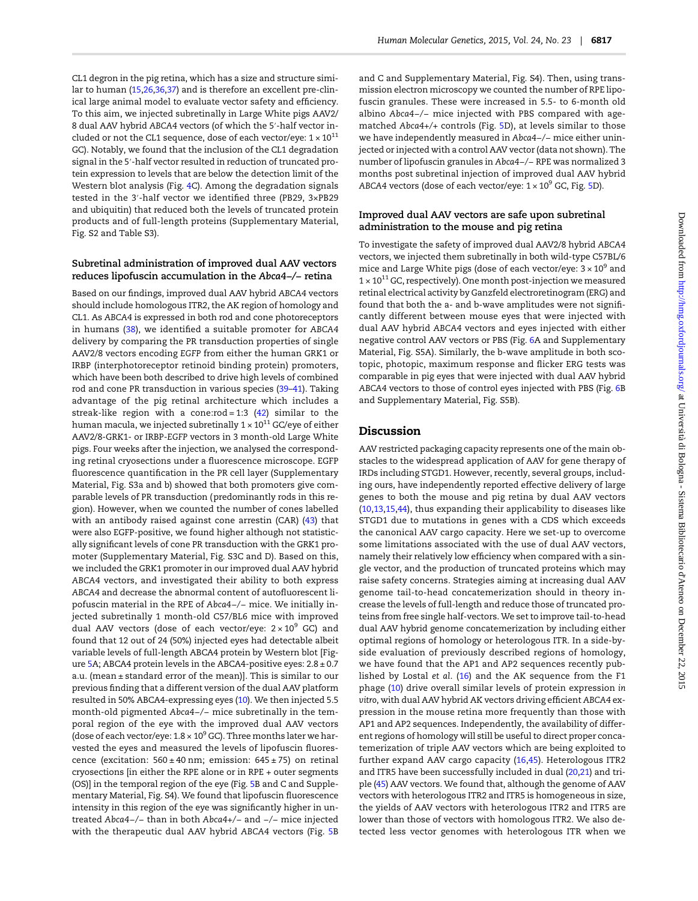CL1 degron in the pig retina, which has a size and structure similar to human (15,26,36,37) and is therefore an excellent pre-clinical large animal model to evaluate vector safety and efficiency. To this aim, we injected subretinally in Large White pigs AAV2/8 dual AAV hybrid *ABCA4* vectors (of which the 5′-half vector included or not the CL1 sequence, dose of each vector/eye: $1 \times 10^{11}$ GC). Notably, we found that the inclusion of the CL1 degradation signal in the 5′-half vector resulted in reduction of truncated protein expression to levels that are below the detection limit of the Western blot analysis (Fig. 4C). Among the degradation signals tested in the 3′-half vector we identified three (PB29, 3×PB29 and ubiquitin) that reduced both the levels of truncated protein products and of full-length proteins (Supplementary Material, Fig. S2 and Table S3).

### Subretinal administration of improved dual AAV vectors reduces lipofuscin accumulation in the *Abca4*−/− retina

Based on our findings, improved dual AAV hybrid *ABCA4* vectors should include homologous ITR2, the AK region of homology and CL1. As *ABCA4* is expressed in both rod and cone photoreceptors in humans (38), we identified a suitable promoter for *ABCA4* delivery by comparing the PR transduction properties of single AAV2/8 vectors encoding *EGFP* from either the human GRK1 or IRBP (interphotoreceptor retinoid binding protein) promoters, which have been both described to drive high levels of combined rod and cone PR transduction in various species (39–41). Taking advantage of the pig retinal architecture which includes a streak-like region with a cone:rod = 1:3 (42) similar to the human macula, we injected subretinally $1 \times 10^{11}$ GC/eye of either AAV2/8-GRK1- or IRBP-*EGFP* vectors in 3 month-old Large White pigs. Four weeks after the injection, we analysed the corresponding retinal cryosections under a fluorescence microscope. EGFP fluorescence quantification in the PR cell layer (Supplementary Material, Fig. S3a and b) showed that both promoters give comparable levels of PR transduction (predominantly rods in this region). However, when we counted the number of cones labelled with an antibody raised against cone arrestin (CAR) (43) that were also EGFP-positive, we found higher although not statistically significant levels of cone PR transduction with the GRK1 promoter (Supplementary Material, Fig. S3C and D). Based on this, we included the GRK1 promoter in our improved dual AAV hybrid *ABCA4* vectors, and investigated their ability to both express ABCA4 and decrease the abnormal content of autofluorescent lipofuscin material in the RPE of *Abca4*−/− mice. We initially injected subretinally 1 month-old C57/BL6 mice with improved dual AAV vectors (dose of each vector/eye: $2 \times 10^{9}$ GC) and found that 12 out of 24 (50%) injected eyes had detectable albeit variable levels of full-length ABCA4 protein by Western blot [Figure 5A; ABCA4 protein levels in the ABCA4-positive eyes: 2.8 ± 0.7 a.u. (mean ± standard error of the mean)]. This is similar to our previous finding that a different version of the dual AAV platform resulted in 50% ABCA4-expressing eyes (10). We then injected 5.5 month-old pigmented *Abca4*−/− mice subretinally in the temporal region of the eye with the improved dual AAV vectors (dose of each vector/eye: $1.8 \times 10^{9}$ GC). Three months later we harvested the eyes and measured the levels of lipofuscin fluorescence (excitation: 560 ± 40 nm; emission: 645 ± 75) on retinal cryosections [in either the RPE alone or in RPE + outer segments (OS)] in the temporal region of the eye (Fig. 5B and C and Supplementary Material, Fig. S4). We found that lipofuscin fluorescence intensity in this region of the eye was significantly higher in untreated *Abca4*−/− than in both *Abca4*+/− and −/− mice injected with the therapeutic dual AAV hybrid *ABCA4* vectors (Fig. 5B and C and Supplementary Material, Fig. S4). Then, using transmission electron microscopy we counted the number of RPE lipofuscin granules. These were increased in 5.5- to 6-month old albino *Abca4*−/− mice injected with PBS compared with age-matched *Abca4*+/+ controls (Fig. 5D), at levels similar to those we have independently measured in *Abca4*−/− mice either uninjected or injected with a control AAV vector (data not shown). The number of lipofuscin granules in *Abca4*−/− RPE was normalized 3 months post subretinal injection of improved dual AAV hybrid *ABCA4* vectors (dose of each vector/eye: $1 \times 10^{9}$ GC, Fig. 5D).

### Improved dual AAV vectors are safe upon subretinal administration to the mouse and pig retina

To investigate the safety of improved dual AAV2/8 hybrid *ABCA4* vectors, we injected them subretinally in both wild-type C57BL/6 mice and Large White pigs (dose of each vector/eye: $3 \times 10^{9}$ and $1 \times 10^{11}$ GC, respectively). One month post-injection we measured retinal electrical activity by Ganzfeld electroretinogram (ERG) and found that both the a- and b-wave amplitudes were not significantly different between mouse eyes that were injected with dual AAV hybrid *ABCA4* vectors and eyes injected with either negative control AAV vectors or PBS (Fig. 6A and Supplementary Material, Fig. S5A). Similarly, the b-wave amplitude in both scotopic, photopic, maximum response and flicker ERG tests was comparable in pig eyes that were injected with dual AAV hybrid *ABCA4* vectors to those of control eyes injected with PBS (Fig. 6B and Supplementary Material, Fig. S5B).

## Discussion

AAV restricted packaging capacity represents one of the main obstacles to the widespread application of AAV for gene therapy of IRDs including STGD1. However, recently, several groups, including ours, have independently reported effective delivery of large genes to both the mouse and pig retina by dual AAV vectors (10,13,15,44), thus expanding their applicability to diseases like STGD1 due to mutations in genes with a CDS which exceeds the canonical AAV cargo capacity. Here we set-up to overcome some limitations associated with the use of dual AAV vectors, namely their relatively low efficiency when compared with a single vector, and the production of truncated proteins which may raise safety concerns. Strategies aiming at increasing dual AAV genome tail-to-head concatemerization should in theory increase the levels of full-length and reduce those of truncated proteins from free single half-vectors. We set to improve tail-to-head dual AAV hybrid genome concatemerization by including either optimal regions of homology or heterologous ITR. In a side-by-side evaluation of previously described regions of homology, we have found that the AP1 and AP2 sequences recently published by Lostal *et al.* (16) and the AK sequence from the F1 phage (10) drive overall similar levels of protein expression *in vitro*, with dual AAV hybrid AK vectors driving efficient *ABCA4* expression in the mouse retina more frequently than those with AP1 and AP2 sequences. Independently, the availability of different regions of homology will still be useful to direct proper concatemerization of triple AAV vectors which are being exploited to further expand AAV cargo capacity (16,45). Heterologous ITR2 and ITR5 have been successfully included in dual (20,21) and triple (45) AAV vectors. We found that, although the genome of AAV vectors with heterologous ITR2 and ITR5 is homogeneous in size, the yields of AAV vectors with heterologous ITR2 and ITR5 are lower than those of vectors with homologous ITR2. We also detected less vector genomes with heterologous ITR when we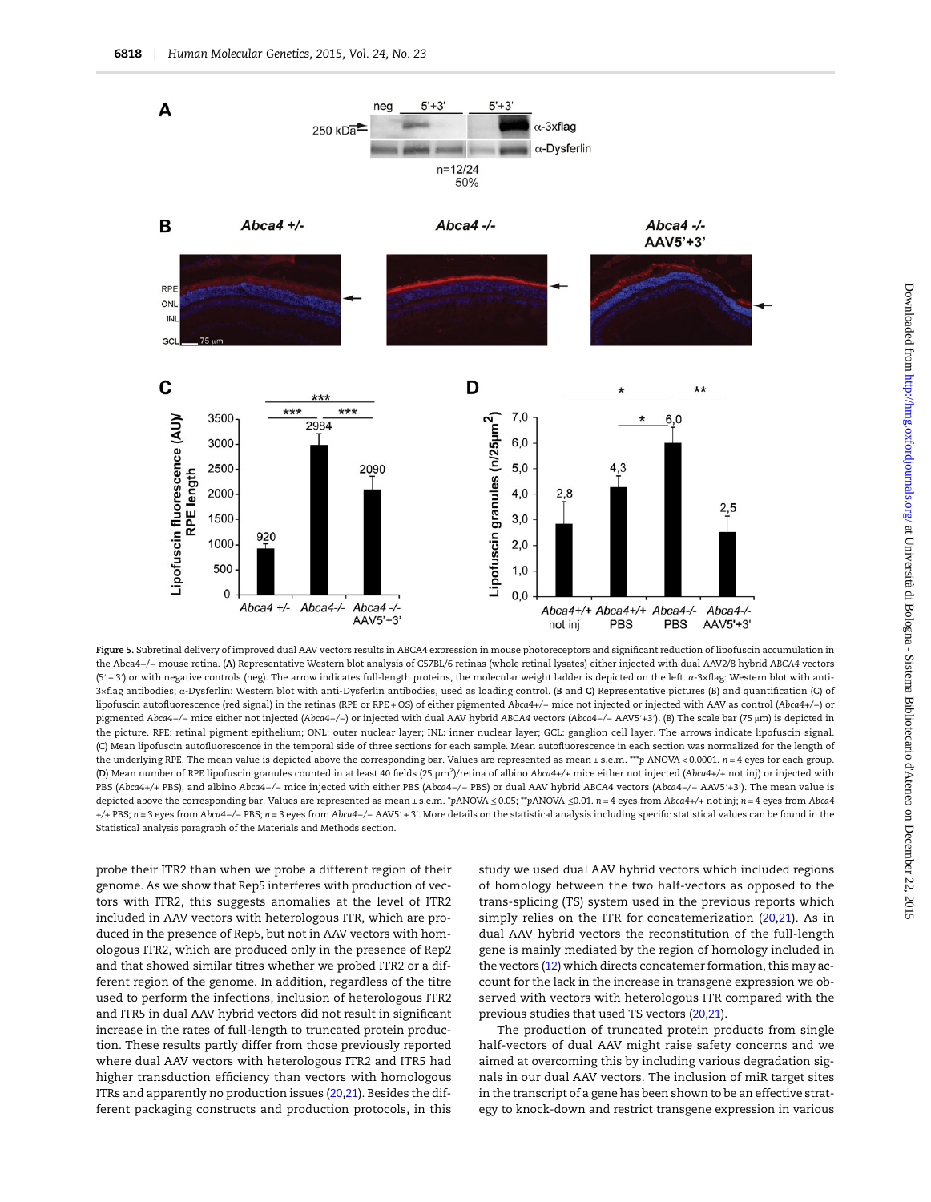A

neg 5′+3′ 5′+3′

250 kDa

α-3xflag

α-Dysferlin

n=12/24
50%

B

Abca4 +/-

Abca4 -/-

Abca4 -/- AAV5′+3′

RPE
ONL
INL
GCL
75 μm

C

Lipofuscin fluorescence (AU)/ RPE length

3500
3000
2500
2000
1500
1000
500
0

***
*** ***

920
2984
2090

Abca4 +/-
Abca4-/-
Abca4 -/- AAV5′+3′

D

Lipofuscin granules (n/25μm²)

7,0
6,0
5,0
4,0
3,0
2,0
1,0
0,0

* **
*

2,8
4,3
6,0
2,5

Abca4+/+ not inj
Abca4+/+ PBS
Abca4-/- PBS
Abca4-/- AAV5′+3′

Figure 5. Subretinal delivery of improved dual AAV vectors results in ABCA4 expression in mouse photoreceptors and significant reduction of lipofuscin accumulation in the Abca4−/− mouse retina. (A) Representative Western blot analysis of C57BL/6 retinas (whole retinal lysates) either injected with dual AAV2/8 hybrid ABCA4 vectors (5′ + 3′) or with negative controls (neg). The arrow indicates full-length proteins, the molecular weight ladder is depicted on the left. α-3×flag: Western blot with anti-3×flag antibodies; α-Dysferlin: Western blot with anti-Dysferlin antibodies, used as loading control. (B and C) Representative pictures (B) and quantification (C) of lipofuscin autofluorescence (red signal) in the retinas (RPE or RPE + OS) of either pigmented Abca4+/− mice not injected or injected with AAV as control (Abca4+/−) or pigmented Abca4−/− mice either not injected (Abca4−/−) or injected with dual AAV hybrid ABCA4 vectors (Abca4−/− AAV5′+3′). (B) The scale bar (75 μm) is depicted in the picture. RPE: retinal pigment epithelium; ONL: outer nuclear layer; INL: inner nuclear layer; GCL: ganglion cell layer. The arrows indicate lipofuscin signal. (C) Mean lipofuscin autofluorescence in the temporal side of three sections for each sample. Mean autofluorescence in each section was normalized for the length of the underlying RPE. The mean value is depicted above the corresponding bar. Values are represented as mean ± s.e.m. ***p ANOVA < 0.0001. n = 4 eyes for each group. (D) Mean number of RPE lipofuscin granules counted in at least 40 fields (25 μm²)/retina of albino Abca4+/+ mice either not injected (Abca4+/+ not inj) or injected with PBS (Abca4+/+ PBS), and albino Abca4−/− mice injected with either PBS (Abca4−/− PBS) or dual AAV hybrid ABCA4 vectors (Abca4−/− AAV5′+3′). The mean value is depicted above the corresponding bar. Values are represented as mean ± s.e.m. *pANOVA ≤ 0.05; **pANOVA ≤0.01. n = 4 eyes from Abca4+/+ not inj; n = 4 eyes from Abca4+/+ PBS; n = 3 eyes from Abca4−/− PBS; n = 3 eyes from Abca4−/− AAV5′ + 3′. More details on the statistical analysis including specific statistical values can be found in the Statistical analysis paragraph of the Materials and Methods section.

probe their ITR2 than when we probe a different region of their genome. As we show that Rep5 interferes with production of vectors with ITR2, this suggests anomalies in the level of ITR2 included in AAV vectors with heterologous ITR, which are produced in the presence of Rep5, but not in AAV vectors with homologous ITR2, which are produced only in the presence of Rep2 and that showed similar titres whether we probed ITR2 or a different region of the genome. In addition, regardless of the titre used to perform the infections, inclusion of heterologous ITR2 and ITR5 in dual AAV hybrid vectors did not result in significant increase in the rates of full-length to truncated protein production. These results partly differ from those previously reported where dual AAV vectors with heterologous ITR2 and ITR5 had higher transduction efficiency than vectors with homologous ITRs and apparently no production issues (20,21). Besides the different packaging constructs and production protocols, in this study we used dual AAV hybrid vectors which included regions of homology between the two half-vectors as opposed to the trans-splicing (TS) system used in the previous reports which simply relies on the ITR for concatemerization (20,21). As in dual AAV hybrid vectors the reconstitution of the full-length gene is mainly mediated by the region of homology included in the vectors (12) which directs concatemer formation, this may account for the lack in the increase in transgene expression we observed with vectors with heterologous ITR compared with the previous studies that used TS vectors (20,21).

The production of truncated protein products from single half-vectors of dual AAV might raise safety concerns and we aimed at overcoming this by including various degradation signals in our dual AAV vectors. The inclusion of miR target sites in the transcript of a gene has been shown to be an effective strategy to knock-down and restrict transgene expression in various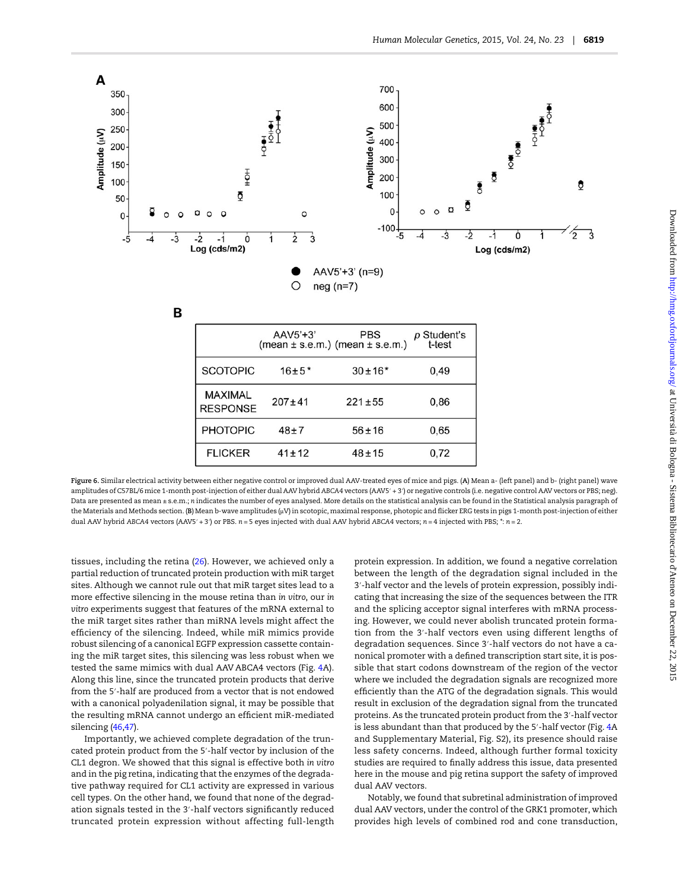**A**

| | AAV5'+3' (mean ± s.e.m.) | PBS (mean ± s.e.m.) | *p* Student's t-test |
|---|---|---|---|
| SCOTOPIC | 16±5* | 30±16* | 0,49 |
| MAXIMAL RESPONSE | 207±41 | 221±55 | 0,86 |
| PHOTOPIC | 48±7 | 56±16 | 0,65 |
| FLICKER | 41±12 | 48±15 | 0,72 |

**Figure 6.** Similar electrical activity between either negative control or improved dual AAV-treated eyes of mice and pigs. (**A**) Mean a- (left panel) and b- (right panel) wave amplitudes of C57BL/6 mice 1-month post-injection of either dual AAV hybrid *ABCA4* vectors (AAV5′ + 3′) or negative controls (i.e. negative control AAV vectors or PBS; neg). Data are presented as mean ± s.e.m.; *n* indicates the number of eyes analysed. More details on the statistical analysis can be found in the Statistical analysis paragraph of the Materials and Methods section. (**B**) Mean b-wave amplitudes (μV) in scotopic, maximal response, photopic and flicker ERG tests in pigs 1-month post-injection of either dual AAV hybrid *ABCA4* vectors (AAV5′ + 3′) or PBS. *n* = 5 eyes injected with dual AAV hybrid *ABCA4* vectors; *n* = 4 injected with PBS; *: *n* = 2.

tissues, including the retina (26). However, we achieved only a partial reduction of truncated protein production with miR target sites. Although we cannot rule out that miR target sites lead to a more effective silencing in the mouse retina than *in vitro*, our *in vitro* experiments suggest that features of the mRNA external to the miR target sites rather than miRNA levels might affect the efficiency of the silencing. Indeed, while miR mimics provide robust silencing of a canonical EGFP expression cassette containing the miR target sites, this silencing was less robust when we tested the same mimics with dual AAV ABCA4 vectors (Fig. 4A). Along this line, since the truncated protein products that derive from the 5′-half are produced from a vector that is not endowed with a canonical polyadenilation signal, it may be possible that the resulting mRNA cannot undergo an efficient miR-mediated silencing (46,47).

Importantly, we achieved complete degradation of the truncated protein product from the 5′-half vector by inclusion of the CL1 degron. We showed that this signal is effective both *in vitro* and in the pig retina, indicating that the enzymes of the degradative pathway required for CL1 activity are expressed in various cell types. On the other hand, we found that none of the degradation signals tested in the 3′-half vectors significantly reduced truncated protein expression without affecting full-length protein expression. In addition, we found a negative correlation between the length of the degradation signal included in the 3′-half vector and the levels of protein expression, possibly indicating that increasing the size of the sequences between the ITR and the splicing acceptor signal interferes with mRNA processing. However, we could never abolish truncated protein formation from the 3′-half vectors even using different lengths of degradation sequences. Since 3′-half vectors do not have a canonical promoter with a defined transcription start site, it is possible that start codons downstream of the region of the vector where we included the degradation signals are recognized more efficiently than the ATG of the degradation signals. This would result in exclusion of the degradation signal from the truncated proteins. As the truncated protein product from the 3′-half vector is less abundant than that produced by the 5′-half vector (Fig. 4A and Supplementary Material, Fig. S2), its presence should raise less safety concerns. Indeed, although further formal toxicity studies are required to finally address this issue, data presented here in the mouse and pig retina support the safety of improved dual AAV vectors.

Notably, we found that subretinal administration of improved dual AAV vectors, under the control of the GRK1 promoter, which provides high levels of combined rod and cone transduction,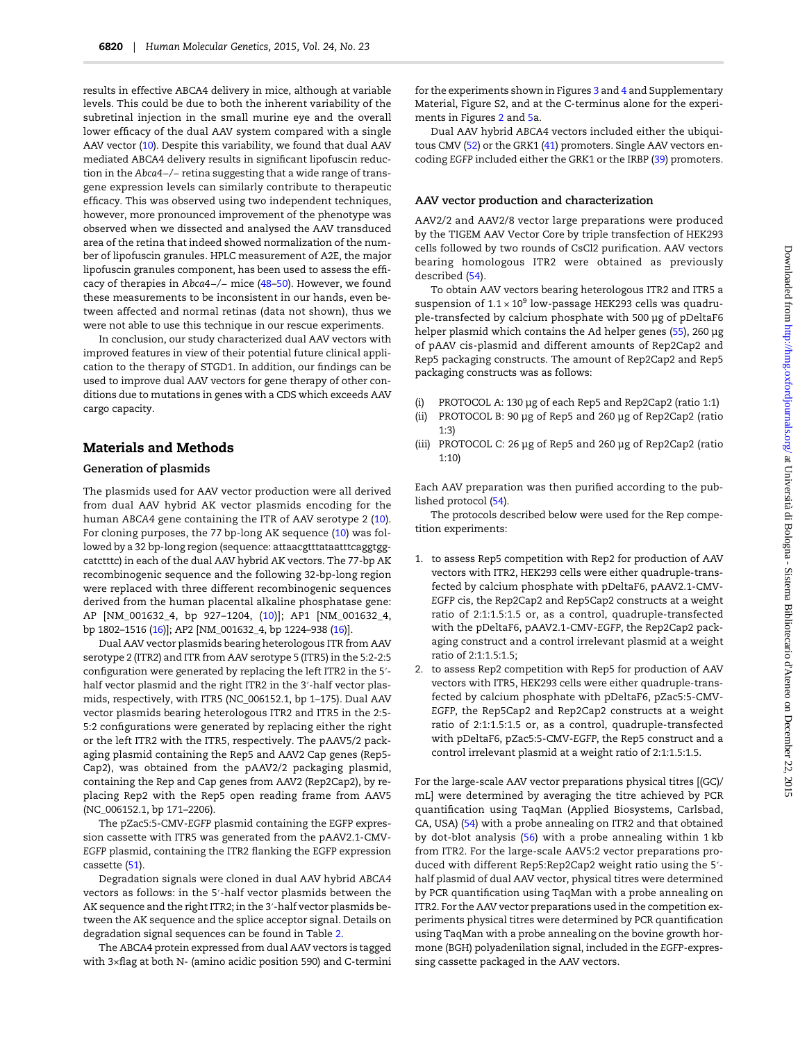results in effective ABCA4 delivery in mice, although at variable levels. This could be due to both the inherent variability of the subretinal injection in the small murine eye and the overall lower efficacy of the dual AAV system compared with a single AAV vector (10). Despite this variability, we found that dual AAV mediated ABCA4 delivery results in significant lipofuscin reduction in the *Abca4*–/– retina suggesting that a wide range of transgene expression levels can similarly contribute to therapeutic efficacy. This was observed using two independent techniques, however, more pronounced improvement of the phenotype was observed when we dissected and analysed the AAV transduced area of the retina that indeed showed normalization of the number of lipofuscin granules. HPLC measurement of A2E, the major lipofuscin granules component, has been used to assess the efficacy of therapies in *Abca4*–/– mice (48–50). However, we found these measurements to be inconsistent in our hands, even between affected and normal retinas (data not shown), thus we were not able to use this technique in our rescue experiments.

In conclusion, our study characterized dual AAV vectors with improved features in view of their potential future clinical application to the therapy of STGD1. In addition, our findings can be used to improve dual AAV vectors for gene therapy of other conditions due to mutations in genes with a CDS which exceeds AAV cargo capacity.

## Materials and Methods

### Generation of plasmids

The plasmids used for AAV vector production were all derived from dual AAV hybrid AK vector plasmids encoding for the human *ABCA4* gene containing the ITR of AAV serotype 2 (10). For cloning purposes, the 77 bp-long AK sequence (10) was followed by a 32 bp-long region (sequence: attaacgtttataatttcaggtggcatctttc) in each of the dual AAV hybrid AK vectors. The 77-bp AK recombinogenic sequence and the following 32-bp-long region were replaced with three different recombinogenic sequences derived from the human placental alkaline phosphatase gene: AP [NM_001632_4, bp 927–1204, (10)]; AP1 [NM_001632_4, bp 1802–1516 (16)]; AP2 [NM_001632_4, bp 1224–938 (16)].

Dual AAV vector plasmids bearing heterologous ITR from AAV serotype 2 (ITR2) and ITR from AAV serotype 5 (ITR5) in the 5:2-2:5 configuration were generated by replacing the left ITR2 in the 5′-half vector plasmid and the right ITR2 in the 3′-half vector plasmids, respectively, with ITR5 (NC_006152.1, bp 1–175). Dual AAV vector plasmids bearing heterologous ITR2 and ITR5 in the 2:5-5:2 configurations were generated by replacing either the right or the left ITR2 with the ITR5, respectively. The pAAV5/2 packaging plasmid containing the Rep5 and AAV2 Cap genes (Rep5-Cap2), was obtained from the pAAV2/2 packaging plasmid, containing the Rep and Cap genes from AAV2 (Rep2Cap2), by replacing Rep2 with the Rep5 open reading frame from AAV5 (NC_006152.1, bp 171–2206).

The pZac5:5-CMV-*EGFP* plasmid containing the EGFP expression cassette with ITR5 was generated from the pAAV2.1-CMV-*EGFP* plasmid, containing the ITR2 flanking the EGFP expression cassette (51).

Degradation signals were cloned in dual AAV hybrid *ABCA4* vectors as follows: in the 5′-half vector plasmids between the AK sequence and the right ITR2; in the 3′-half vector plasmids between the AK sequence and the splice acceptor signal. Details on degradation signal sequences can be found in Table 2.

The ABCA4 protein expressed from dual AAV vectors is tagged with 3×flag at both N- (amino acidic position 590) and C-termini for the experiments shown in Figures 3 and 4 and Supplementary Material, Figure S2, and at the C-terminus alone for the experiments in Figures 2 and 5a.

Dual AAV hybrid *ABCA4* vectors included either the ubiquitous CMV (52) or the GRK1 (41) promoters. Single AAV vectors encoding *EGFP* included either the GRK1 or the IRBP (39) promoters.

### AAV vector production and characterization

AAV2/2 and AAV2/8 vector large preparations were produced by the TIGEM AAV Vector Core by triple transfection of HEK293 cells followed by two rounds of CsCl2 purification. AAV vectors bearing homologous ITR2 were obtained as previously described (54).

To obtain AAV vectors bearing heterologous ITR2 and ITR5 a suspension of $1.1 \times 10^9$ low-passage HEK293 cells was quadruple-transfected by calcium phosphate with 500 µg of pDeltaF6 helper plasmid which contains the Ad helper genes (55), 260 µg of pAAV cis-plasmid and different amounts of Rep2Cap2 and Rep5 packaging constructs. The amount of Rep2Cap2 and Rep5 packaging constructs was as follows:

(i) PROTOCOL A: 130 µg of each Rep5 and Rep2Cap2 (ratio 1:1)
(ii) PROTOCOL B: 90 µg of Rep5 and 260 µg of Rep2Cap2 (ratio 1:3)
(iii) PROTOCOL C: 26 µg of Rep5 and 260 µg of Rep2Cap2 (ratio 1:10)

Each AAV preparation was then purified according to the published protocol (54).

The protocols described below were used for the Rep competition experiments:

1. to assess Rep5 competition with Rep2 for production of AAV vectors with ITR2, HEK293 cells were either quadruple-transfected by calcium phosphate with pDeltaF6, pAAV2.1-CMV-*EGFP* cis, the Rep2Cap2 and Rep5Cap2 constructs at a weight ratio of 2:1:1.5:1.5 or, as a control, quadruple-transfected with the pDeltaF6, pAAV2.1-CMV-*EGFP*, the Rep2Cap2 packaging construct and a control irrelevant plasmid at a weight ratio of 2:1:1.5:1.5;
2. to assess Rep2 competition with Rep5 for production of AAV vectors with ITR5, HEK293 cells were either quadruple-transfected by calcium phosphate with pDeltaF6, pZac5:5-CMV-*EGFP*, the Rep5Cap2 and Rep2Cap2 constructs at a weight ratio of 2:1:1.5:1.5 or, as a control, quadruple-transfected with pDeltaF6, pZac5:5-CMV-*EGFP*, the Rep5 construct and a control irrelevant plasmid at a weight ratio of 2:1:1.5:1.5.

For the large-scale AAV vector preparations physical titres [(GC)/mL] were determined by averaging the titre achieved by PCR quantification using TaqMan (Applied Biosystems, Carlsbad, CA, USA) (54) with a probe annealing on ITR2 and that obtained by dot-blot analysis (56) with a probe annealing within 1 kb from ITR2. For the large-scale AAV5:2 vector preparations produced with different Rep5:Rep2Cap2 weight ratio using the 5′-half plasmid of dual AAV vector, physical titres were determined by PCR quantification using TaqMan with a probe annealing on ITR2. For the AAV vector preparations used in the competition experiments physical titres were determined by PCR quantification using TaqMan with a probe annealing on the bovine growth hormone (BGH) polyadenilation signal, included in the *EGFP*-expressing cassette packaged in the AAV vectors.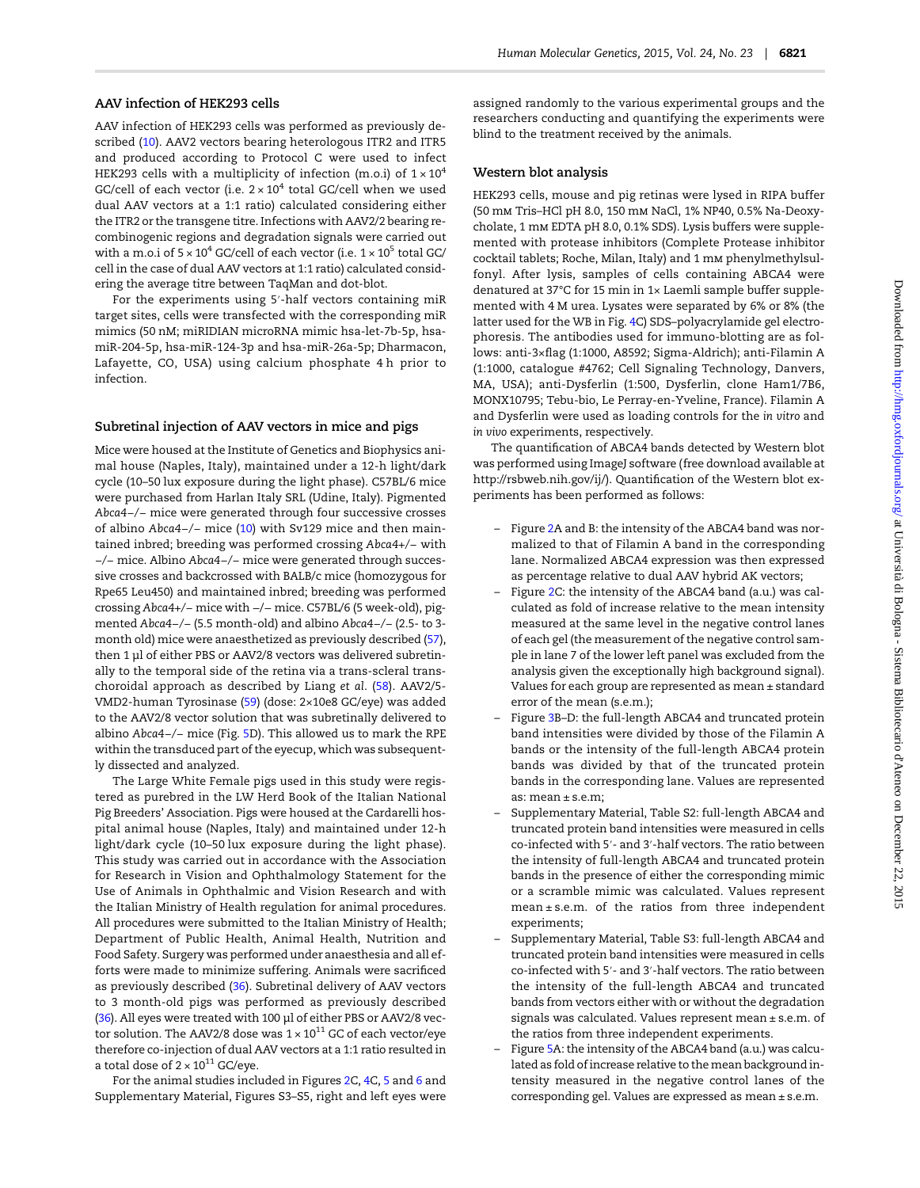## AAV infection of HEK293 cells

AAV infection of HEK293 cells was performed as previously described (10). AAV2 vectors bearing heterologous ITR2 and ITR5 and produced according to Protocol C were used to infect HEK293 cells with a multiplicity of infection (m.o.i) of $1 \times 10^4$ GC/cell of each vector (i.e. $2 \times 10^4$ total GC/cell when we used dual AAV vectors at a 1:1 ratio) calculated considering either the ITR2 or the transgene titre. Infections with AAV2/2 bearing recombinogenic regions and degradation signals were carried out with a m.o.i of $5 \times 10^4$ GC/cell of each vector (i.e. $1 \times 10^5$ total GC/cell in the case of dual AAV vectors at 1:1 ratio) calculated considering the average titre between TaqMan and dot-blot.

For the experiments using 5′-half vectors containing miR target sites, cells were transfected with the corresponding miR mimics (50 nM; miRIDIAN microRNA mimic hsa-let-7b-5p, hsa-miR-204-5p, hsa-miR-124-3p and hsa-miR-26a-5p; Dharmacon, Lafayette, CO, USA) using calcium phosphate 4 h prior to infection.

## Subretinal injection of AAV vectors in mice and pigs

Mice were housed at the Institute of Genetics and Biophysics animal house (Naples, Italy), maintained under a 12-h light/dark cycle (10–50 lux exposure during the light phase). C57BL/6 mice were purchased from Harlan Italy SRL (Udine, Italy). Pigmented *Abca4*–/– mice were generated through four successive crosses of albino *Abca4*–/– mice (10) with Sv129 mice and then maintained inbred; breeding was performed crossing *Abca4*+/– with –/– mice. Albino *Abca4*–/– mice were generated through successive crosses and backcrossed with BALB/c mice (homozygous for Rpe65 Leu450) and maintained inbred; breeding was performed crossing *Abca4*+/– mice with –/– mice. C57BL/6 (5 week-old), pigmented *Abca4*–/– (5.5 month-old) and albino *Abca4*–/– (2.5- to 3-month old) mice were anaesthetized as previously described (57), then 1 µl of either PBS or AAV2/8 vectors was delivered subretinally to the temporal side of the retina via a trans-scleral transchoroidal approach as described by Liang *et al*. (58). AAV2/5-VMD2-human Tyrosinase (59) (dose: 2×10e8 GC/eye) was added to the AAV2/8 vector solution that was subretinally delivered to albino *Abca4*–/– mice (Fig. 5D). This allowed us to mark the RPE within the transduced part of the eyecup, which was subsequently dissected and analyzed.

The Large White Female pigs used in this study were registered as purebred in the LW Herd Book of the Italian National Pig Breeders' Association. Pigs were housed at the Cardarelli hospital animal house (Naples, Italy) and maintained under 12-h light/dark cycle (10–50 lux exposure during the light phase). This study was carried out in accordance with the Association for Research in Vision and Ophthalmology Statement for the Use of Animals in Ophthalmic and Vision Research and with the Italian Ministry of Health regulation for animal procedures. All procedures were submitted to the Italian Ministry of Health; Department of Public Health, Animal Health, Nutrition and Food Safety. Surgery was performed under anaesthesia and all efforts were made to minimize suffering. Animals were sacrificed as previously described (36). Subretinal delivery of AAV vectors to 3 month-old pigs was performed as previously described (36). All eyes were treated with 100 µl of either PBS or AAV2/8 vector solution. The AAV2/8 dose was $1 \times 10^{11}$ GC of each vector/eye therefore co-injection of dual AAV vectors at a 1:1 ratio resulted in a total dose of $2 \times 10^{11}$ GC/eye.

For the animal studies included in Figures 2C, 4C, 5 and 6 and Supplementary Material, Figures S3–S5, right and left eyes were assigned randomly to the various experimental groups and the researchers conducting and quantifying the experiments were blind to the treatment received by the animals.

## Western blot analysis

HEK293 cells, mouse and pig retinas were lysed in RIPA buffer (50 mM Tris–HCl pH 8.0, 150 mM NaCl, 1% NP40, 0.5% Na-Deoxycholate, 1 mM EDTA pH 8.0, 0.1% SDS). Lysis buffers were supplemented with protease inhibitors (Complete Protease inhibitor cocktail tablets; Roche, Milan, Italy) and 1 mM phenylmethylsulfonyl. After lysis, samples of cells containing ABCA4 were denatured at 37°C for 15 min in 1× Laemli sample buffer supplemented with 4 M urea. Lysates were separated by 6% or 8% (the latter used for the WB in Fig. 4C) SDS–polyacrylamide gel electrophoresis. The antibodies used for immuno-blotting are as follows: anti-3×flag (1:1000, A8592; Sigma-Aldrich); anti-Filamin A (1:1000, catalogue #4762; Cell Signaling Technology, Danvers, MA, USA); anti-Dysferlin (1:500, Dysferlin, clone Ham1/7B6, MONX10795; Tebu-bio, Le Perray-en-Yveline, France). Filamin A and Dysferlin were used as loading controls for the *in vitro* and *in vivo* experiments, respectively.

The quantification of ABCA4 bands detected by Western blot was performed using ImageJ software (free download available at http://rsbweb.nih.gov/ij/). Quantification of the Western blot experiments has been performed as follows:

- Figure 2A and B: the intensity of the ABCA4 band was normalized to that of Filamin A band in the corresponding lane. Normalized ABCA4 expression was then expressed as percentage relative to dual AAV hybrid AK vectors;
- Figure 2C: the intensity of the ABCA4 band (a.u.) was calculated as fold of increase relative to the mean intensity measured at the same level in the negative control lanes of each gel (the measurement of the negative control sample in lane 7 of the lower left panel was excluded from the analysis given the exceptionally high background signal). Values for each group are represented as mean ± standard error of the mean (s.e.m.);
- Figure 3B–D: the full-length ABCA4 and truncated protein band intensities were divided by those of the Filamin A bands or the intensity of the full-length ABCA4 protein bands was divided by that of the truncated protein bands in the corresponding lane. Values are represented as: mean ± s.e.m;
- Supplementary Material, Table S2: full-length ABCA4 and truncated protein band intensities were measured in cells co-infected with 5′- and 3′-half vectors. The ratio between the intensity of full-length ABCA4 and truncated protein bands in the presence of either the corresponding mimic or a scramble mimic was calculated. Values represent mean ± s.e.m. of the ratios from three independent experiments;
- Supplementary Material, Table S3: full-length ABCA4 and truncated protein band intensities were measured in cells co-infected with 5′- and 3′-half vectors. The ratio between the intensity of the full-length ABCA4 and truncated bands from vectors either with or without the degradation signals was calculated. Values represent mean ± s.e.m. of the ratios from three independent experiments.
- Figure 5A: the intensity of the ABCA4 band (a.u.) was calculated as fold of increase relative to the mean background intensity measured in the negative control lanes of the corresponding gel. Values are expressed as mean ± s.e.m.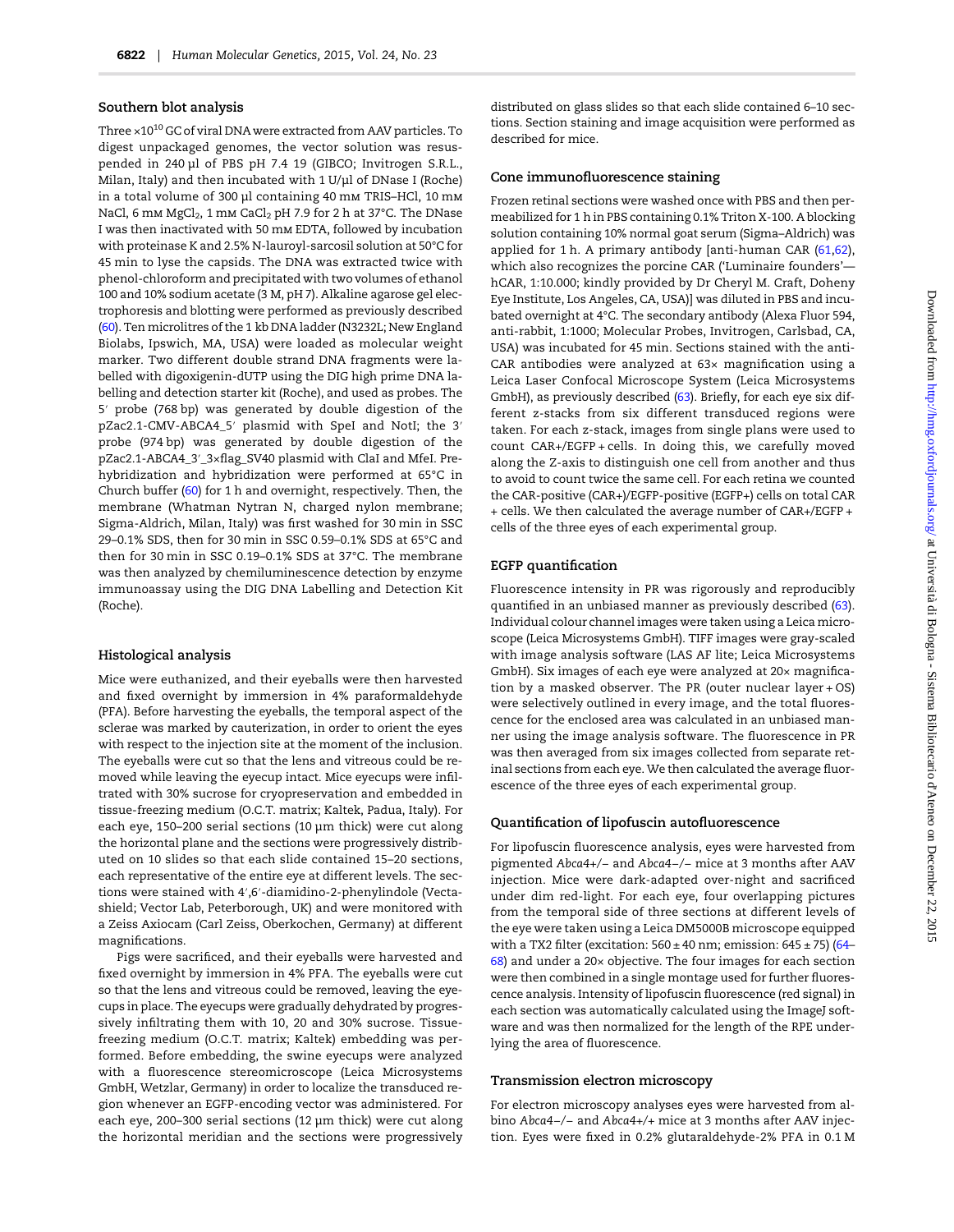### Southern blot analysis

Three $\times 10^{10}$ GC of viral DNA were extracted from AAV particles. To digest unpackaged genomes, the vector solution was resuspended in 240 µl of PBS pH 7.4 19 (GIBCO; Invitrogen S.R.L., Milan, Italy) and then incubated with 1 U/µl of DNase I (Roche) in a total volume of 300 µl containing 40 mM TRIS–HCl, 10 mM NaCl, 6 mM $MgCl_2$, 1 mM $CaCl_2$ pH 7.9 for 2 h at 37°C. The DNase I was then inactivated with 50 mM EDTA, followed by incubation with proteinase K and 2.5% N-lauroyl-sarcosil solution at 50°C for 45 min to lyse the capsids. The DNA was extracted twice with phenol-chloroform and precipitated with two volumes of ethanol 100 and 10% sodium acetate (3 M, pH 7). Alkaline agarose gel electrophoresis and blotting were performed as previously described (60). Ten microlitres of the 1 kb DNA ladder (N3232L; New England Biolabs, Ipswich, MA, USA) were loaded as molecular weight marker. Two different double strand DNA fragments were labelled with digoxigenin-dUTP using the DIG high prime DNA labelling and detection starter kit (Roche), and used as probes. The 5′ probe (768 bp) was generated by double digestion of the pZac2.1-CMV-ABCA4_5′ plasmid with SpeI and NotI; the 3′ probe (974 bp) was generated by double digestion of the pZac2.1-ABCA4_3′_3×flag_SV40 plasmid with ClaI and MfeI. Prehybridization and hybridization were performed at 65°C in Church buffer (60) for 1 h and overnight, respectively. Then, the membrane (Whatman Nytran N, charged nylon membrane; Sigma-Aldrich, Milan, Italy) was first washed for 30 min in SSC 29–0.1% SDS, then for 30 min in SSC 0.59–0.1% SDS at 65°C and then for 30 min in SSC 0.19–0.1% SDS at 37°C. The membrane was then analyzed by chemiluminescence detection by enzyme immunoassay using the DIG DNA Labelling and Detection Kit (Roche).

### Histological analysis

Mice were euthanized, and their eyeballs were then harvested and fixed overnight by immersion in 4% paraformaldehyde (PFA). Before harvesting the eyeballs, the temporal aspect of the sclerae was marked by cauterization, in order to orient the eyes with respect to the injection site at the moment of the inclusion. The eyeballs were cut so that the lens and vitreous could be removed while leaving the eyecup intact. Mice eyecups were infiltrated with 30% sucrose for cryopreservation and embedded in tissue-freezing medium (O.C.T. matrix; Kaltek, Padua, Italy). For each eye, 150–200 serial sections (10 µm thick) were cut along the horizontal plane and the sections were progressively distributed on 10 slides so that each slide contained 15–20 sections, each representative of the entire eye at different levels. The sections were stained with 4′,6′-diamidino-2-phenylindole (Vectashield; Vector Lab, Peterborough, UK) and were monitored with a Zeiss Axiocam (Carl Zeiss, Oberkochen, Germany) at different magnifications.

Pigs were sacrificed, and their eyeballs were harvested and fixed overnight by immersion in 4% PFA. The eyeballs were cut so that the lens and vitreous could be removed, leaving the eyecups in place. The eyecups were gradually dehydrated by progressively infiltrating them with 10, 20 and 30% sucrose. Tissue-freezing medium (O.C.T. matrix; Kaltek) embedding was performed. Before embedding, the swine eyecups were analyzed with a fluorescence stereomicroscope (Leica Microsystems GmbH, Wetzlar, Germany) in order to localize the transduced region whenever an EGFP-encoding vector was administered. For each eye, 200–300 serial sections (12 µm thick) were cut along the horizontal meridian and the sections were progressively distributed on glass slides so that each slide contained 6–10 sections. Section staining and image acquisition were performed as described for mice.

### Cone immunofluorescence staining

Frozen retinal sections were washed once with PBS and then permeabilized for 1 h in PBS containing 0.1% Triton X-100. A blocking solution containing 10% normal goat serum (Sigma–Aldrich) was applied for 1 h. A primary antibody [anti-human CAR (61,62), which also recognizes the porcine CAR ('Luminaire founders'—hCAR, 1:10.000; kindly provided by Dr Cheryl M. Craft, Doheny Eye Institute, Los Angeles, CA, USA)] was diluted in PBS and incubated overnight at 4°C. The secondary antibody (Alexa Fluor 594, anti-rabbit, 1:1000; Molecular Probes, Invitrogen, Carlsbad, CA, USA) was incubated for 45 min. Sections stained with the anti-CAR antibodies were analyzed at 63× magnification using a Leica Laser Confocal Microscope System (Leica Microsystems GmbH), as previously described (63). Briefly, for each eye six different z-stacks from six different transduced regions were taken. For each z-stack, images from single plans were used to count CAR+/EGFP + cells. In doing this, we carefully moved along the Z-axis to distinguish one cell from another and thus to avoid to count twice the same cell. For each retina we counted the CAR-positive (CAR+)/EGFP-positive (EGFP+) cells on total CAR + cells. We then calculated the average number of CAR+/EGFP + cells of the three eyes of each experimental group.

### EGFP quantification

Fluorescence intensity in PR was rigorously and reproducibly quantified in an unbiased manner as previously described (63). Individual colour channel images were taken using a Leica microscope (Leica Microsystems GmbH). TIFF images were gray-scaled with image analysis software (LAS AF lite; Leica Microsystems GmbH). Six images of each eye were analyzed at 20× magnification by a masked observer. The PR (outer nuclear layer + OS) were selectively outlined in every image, and the total fluorescence for the enclosed area was calculated in an unbiased manner using the image analysis software. The fluorescence in PR was then averaged from six images collected from separate retinal sections from each eye. We then calculated the average fluorescence of the three eyes of each experimental group.

### Quantification of lipofuscin autofluorescence

For lipofuscin fluorescence analysis, eyes were harvested from pigmented *Abca4*+/– and *Abca4*–/– mice at 3 months after AAV injection. Mice were dark-adapted over-night and sacrificed under dim red-light. For each eye, four overlapping pictures from the temporal side of three sections at different levels of the eye were taken using a Leica DM5000B microscope equipped with a TX2 filter (excitation: 560 ± 40 nm; emission: 645 ± 75) (64–68) and under a 20× objective. The four images for each section were then combined in a single montage used for further fluorescence analysis. Intensity of lipofuscin fluorescence (red signal) in each section was automatically calculated using the ImageJ software and was then normalized for the length of the RPE underlying the area of fluorescence.

### Transmission electron microscopy

For electron microscopy analyses eyes were harvested from albino *Abca4*–/– and *Abca4*+/+ mice at 3 months after AAV injection. Eyes were fixed in 0.2% glutaraldehyde-2% PFA in 0.1 M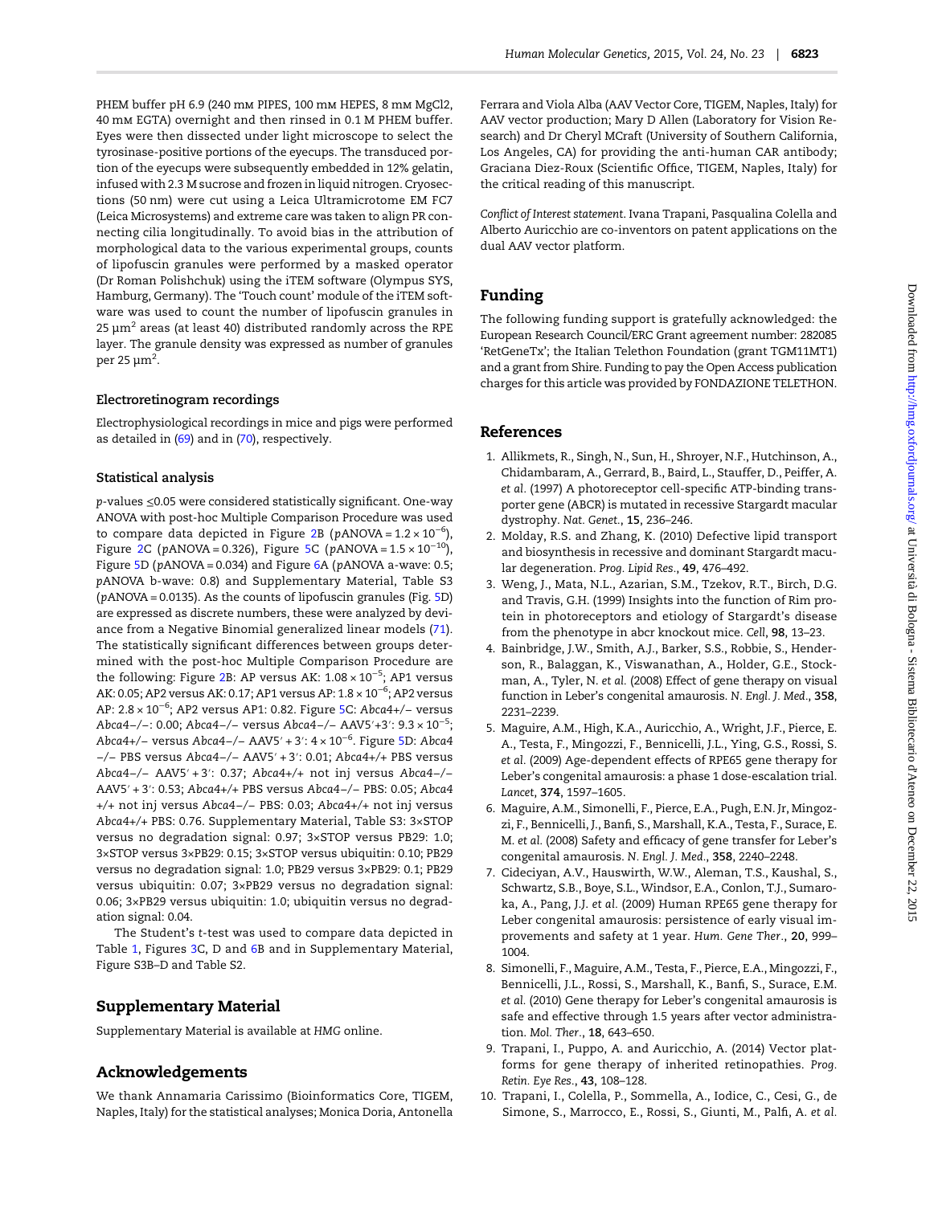PHEM buffer pH 6.9 (240 mM PIPES, 100 mM HEPES, 8 mM MgCl2, 40 mM EGTA) overnight and then rinsed in 0.1 M PHEM buffer. Eyes were then dissected under light microscope to select the tyrosinase-positive portions of the eyecups. The transduced portion of the eyecups were subsequently embedded in 12% gelatin, infused with 2.3 M sucrose and frozen in liquid nitrogen. Cryosections (50 nm) were cut using a Leica Ultramicrotome EM FC7 (Leica Microsystems) and extreme care was taken to align PR connecting cilia longitudinally. To avoid bias in the attribution of morphological data to the various experimental groups, counts of lipofuscin granules were performed by a masked operator (Dr Roman Polishchuk) using the iTEM software (Olympus SYS, Hamburg, Germany). The 'Touch count' module of the iTEM software was used to count the number of lipofuscin granules in 25 $\mu m^2$ areas (at least 40) distributed randomly across the RPE layer. The granule density was expressed as number of granules per 25 $\mu m^2$.

### Electroretinogram recordings

Electrophysiological recordings in mice and pigs were performed as detailed in (69) and in (70), respectively.

### Statistical analysis

*p*-values ≤0.05 were considered statistically significant. One-way ANOVA with post-hoc Multiple Comparison Procedure was used to compare data depicted in Figure 2B ($p$ANOVA = $1.2 \times 10^{-6}$), Figure 2C ($p$ANOVA = 0.326), Figure 5C ($p$ANOVA = $1.5 \times 10^{-10}$), Figure 5D ($p$ANOVA = 0.034) and Figure 6A ($p$ANOVA a-wave: 0.5; $p$ANOVA b-wave: 0.8) and Supplementary Material, Table S3 ($p$ANOVA = 0.0135). As the counts of lipofuscin granules (Fig. 5D) are expressed as discrete numbers, these were analyzed by deviance from a Negative Binomial generalized linear models (71). The statistically significant differences between groups determined with the post-hoc Multiple Comparison Procedure are the following: Figure 2B: AP versus AK: $1.08 \times 10^{-5}$; AP1 versus AK: 0.05; AP2 versus AK: 0.17; AP1 versus AP: $1.8 \times 10^{-6}$; AP2 versus AP: $2.8 \times 10^{-6}$; AP2 versus AP1: 0.82. Figure 5C: *Abca4+/−* versus *Abca4−/−*: 0.00; *Abca4−/−* versus *Abca4−/−* AAV5′+3′: $9.3 \times 10^{-5}$; *Abca4+/−* versus *Abca4−/−* AAV5′ + 3′: $4 \times 10^{-6}$. Figure 5D: *Abca4 −/−* PBS versus *Abca4−/−* AAV5′ + 3′: 0.01; *Abca4+/+* PBS versus *Abca4−/−* AAV5′ + 3′: 0.37; *Abca4+/+* not inj versus *Abca4−/−* AAV5′ + 3′: 0.53; *Abca4+/+* PBS versus *Abca4−/−* PBS: 0.05; *Abca4 +/+* not inj versus *Abca4−/−* PBS: 0.03; *Abca4+/+* not inj versus *Abca4+/+* PBS: 0.76. Supplementary Material, Table S3: 3×STOP versus no degradation signal: 0.97; 3×STOP versus PB29: 1.0; 3×STOP versus 3×PB29: 0.15; 3×STOP versus ubiquitin: 0.10; PB29 versus no degradation signal: 1.0; PB29 versus 3×PB29: 0.1; PB29 versus ubiquitin: 0.07; 3×PB29 versus no degradation signal: 0.06; 3×PB29 versus ubiquitin: 1.0; ubiquitin versus no degradation signal: 0.04.

The Student's *t*-test was used to compare data depicted in Table 1, Figures 3C, D and 6B and in Supplementary Material, Figure S3B–D and Table S2.

## Supplementary Material

Supplementary Material is available at *HMG* online.

## Acknowledgements

We thank Annamaria Carissimo (Bioinformatics Core, TIGEM, Naples, Italy) for the statistical analyses; Monica Doria, Antonella Ferrara and Viola Alba (AAV Vector Core, TIGEM, Naples, Italy) for AAV vector production; Mary D Allen (Laboratory for Vision Research) and Dr Cheryl MCraft (University of Southern California, Los Angeles, CA) for providing the anti-human CAR antibody; Graciana Diez-Roux (Scientific Office, TIGEM, Naples, Italy) for the critical reading of this manuscript.

*Conflict of Interest statement*. Ivana Trapani, Pasqualina Colella and Alberto Auricchio are co-inventors on patent applications on the dual AAV vector platform.

## Funding

The following funding support is gratefully acknowledged: the European Research Council/ERC Grant agreement number: 282085 'RetGeneTx'; the Italian Telethon Foundation (grant TGM11MT1) and a grant from Shire. Funding to pay the Open Access publication charges for this article was provided by FONDAZIONE TELETHON.

## References

1. Allikmets, R., Singh, N., Sun, H., Shroyer, N.F., Hutchinson, A., Chidambaram, A., Gerrard, B., Baird, L., Stauffer, D., Peiffer, A. *et al.* (1997) A photoreceptor cell-specific ATP-binding transporter gene (ABCR) is mutated in recessive Stargardt macular dystrophy. *Nat. Genet.*, **15**, 236–246.
2. Molday, R.S. and Zhang, K. (2010) Defective lipid transport and biosynthesis in recessive and dominant Stargardt macular degeneration. *Prog. Lipid Res.*, **49**, 476–492.
3. Weng, J., Mata, N.L., Azarian, S.M., Tzekov, R.T., Birch, D.G. and Travis, G.H. (1999) Insights into the function of Rim protein in photoreceptors and etiology of Stargardt's disease from the phenotype in abcr knockout mice. *Cell*, **98**, 13–23.
4. Bainbridge, J.W., Smith, A.J., Barker, S.S., Robbie, S., Henderson, R., Balaggan, K., Viswanathan, A., Holder, G.E., Stockman, A., Tyler, N. *et al.* (2008) Effect of gene therapy on visual function in Leber's congenital amaurosis. *N. Engl. J. Med.*, **358**, 2231–2239.
5. Maguire, A.M., High, K.A., Auricchio, A., Wright, J.F., Pierce, E. A., Testa, F., Mingozzi, F., Bennicelli, J.L., Ying, G.S., Rossi, S. *et al.* (2009) Age-dependent effects of RPE65 gene therapy for Leber's congenital amaurosis: a phase 1 dose-escalation trial. *Lancet*, **374**, 1597–1605.
6. Maguire, A.M., Simonelli, F., Pierce, E.A., Pugh, E.N. Jr, Mingozzi, F., Bennicelli, J., Banfi, S., Marshall, K.A., Testa, F., Surace, E. M. *et al.* (2008) Safety and efficacy of gene transfer for Leber's congenital amaurosis. *N. Engl. J. Med.*, **358**, 2240–2248.
7. Cideciyan, A.V., Hauswirth, W.W., Aleman, T.S., Kaushal, S., Schwartz, S.B., Boye, S.L., Windsor, E.A., Conlon, T.J., Sumaroka, A., Pang, J.J. *et al.* (2009) Human RPE65 gene therapy for Leber congenital amaurosis: persistence of early visual improvements and safety at 1 year. *Hum. Gene Ther.*, **20**, 999–1004.
8. Simonelli, F., Maguire, A.M., Testa, F., Pierce, E.A., Mingozzi, F., Bennicelli, J.L., Rossi, S., Marshall, K., Banfi, S., Surace, E.M. *et al.* (2010) Gene therapy for Leber's congenital amaurosis is safe and effective through 1.5 years after vector administration. *Mol. Ther.*, **18**, 643–650.
9. Trapani, I., Puppo, A. and Auricchio, A. (2014) Vector platforms for gene therapy of inherited retinopathies. *Prog. Retin. Eye Res.*, **43**, 108–128.
10. Trapani, I., Colella, P., Sommella, A., Iodice, C., Cesi, G., de Simone, S., Marrocco, E., Rossi, S., Giunti, M., Palfi, A. *et al.*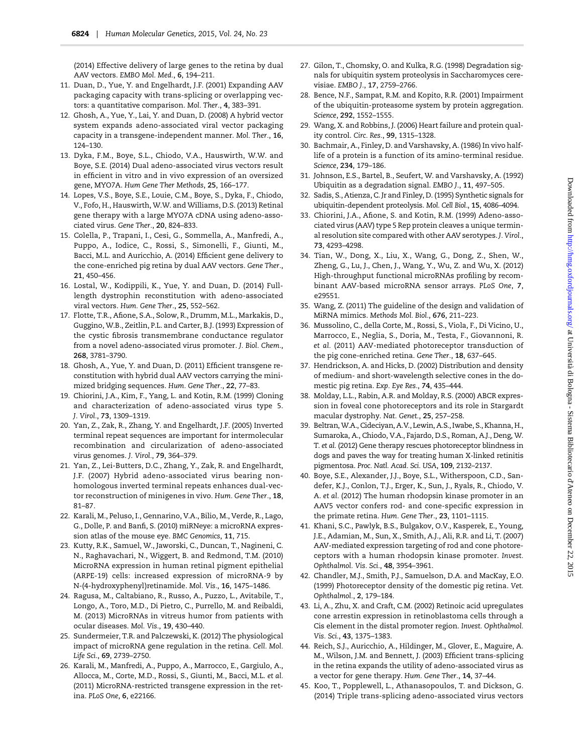(2014) Effective delivery of large genes to the retina by dual AAV vectors. *EMBO Mol. Med.*, **6**, 194–211.

11. Duan, D., Yue, Y. and Engelhardt, J.F. (2001) Expanding AAV packaging capacity with trans-splicing or overlapping vectors: a quantitative comparison. *Mol. Ther.*, **4**, 383–391.
12. Ghosh, A., Yue, Y., Lai, Y. and Duan, D. (2008) A hybrid vector system expands adeno-associated viral vector packaging capacity in a transgene-independent manner. *Mol. Ther.*, **16**, 124–130.
13. Dyka, F.M., Boye, S.L., Chiodo, V.A., Hauswirth, W.W. and Boye, S.E. (2014) Dual adeno-associated virus vectors result in efficient in vitro and in vivo expression of an oversized gene, MYO7A. *Hum Gene Ther Methods*, **25**, 166–177.
14. Lopes, V.S., Boye, S.E., Louie, C.M., Boye, S., Dyka, F., Chiodo, V., Fofo, H., Hauswirth, W.W. and Williams, D.S. (2013) Retinal gene therapy with a large MYO7A cDNA using adeno-associated virus. *Gene Ther.*, **20**, 824–833.
15. Colella, P., Trapani, I., Cesi, G., Sommella, A., Manfredi, A., Puppo, A., Iodice, C., Rossi, S., Simonelli, F., Giunti, M., Bacci, M.L. and Auricchio, A. (2014) Efficient gene delivery to the cone-enriched pig retina by dual AAV vectors. *Gene Ther.*, **21**, 450–456.
16. Lostal, W., Kodippili, K., Yue, Y. and Duan, D. (2014) Full-length dystrophin reconstitution with adeno-associated viral vectors. *Hum. Gene Ther.*, **25**, 552–562.
17. Flotte, T.R., Afione, S.A., Solow, R., Drumm, M.L., Markakis, D., Guggino, W.B., Zeitlin, P.L. and Carter, B.J. (1993) Expression of the cystic fibrosis transmembrane conductance regulator from a novel adeno-associated virus promoter. *J. Biol. Chem.*, **268**, 3781–3790.
18. Ghosh, A., Yue, Y. and Duan, D. (2011) Efficient transgene reconstitution with hybrid dual AAV vectors carrying the minimized bridging sequences. *Hum. Gene Ther.*, **22**, 77–83.
19. Chiorini, J.A., Kim, F., Yang, L. and Kotin, R.M. (1999) Cloning and characterization of adeno-associated virus type 5. *J. Virol.*, **73**, 1309–1319.
20. Yan, Z., Zak, R., Zhang, Y. and Engelhardt, J.F. (2005) Inverted terminal repeat sequences are important for intermolecular recombination and circularization of adeno-associated virus genomes. *J. Virol.*, **79**, 364–379.
21. Yan, Z., Lei-Butters, D.C., Zhang, Y., Zak, R. and Engelhardt, J.F. (2007) Hybrid adeno-associated virus bearing non-homologous inverted terminal repeats enhances dual-vector reconstruction of minigenes in vivo. *Hum. Gene Ther.*, **18**, 81–87.
22. Karali, M., Peluso, I., Gennarino, V.A., Bilio, M., Verde, R., Lago, G., Dolle, P. and Banfi, S. (2010) miRNeye: a microRNA expression atlas of the mouse eye. *BMC Genomics*, **11**, 715.
23. Kutty, R.K., Samuel, W., Jaworski, C., Duncan, T., Nagineni, C. N., Raghavachari, N., Wiggert, B. and Redmond, T.M. (2010) MicroRNA expression in human retinal pigment epithelial (ARPE-19) cells: increased expression of microRNA-9 by N-(4-hydroxyphenyl)retinamide. *Mol. Vis.*, **16**, 1475–1486.
24. Ragusa, M., Caltabiano, R., Russo, A., Puzzo, L., Avitabile, T., Longo, A., Toro, M.D., Di Pietro, C., Purrello, M. and Reibaldi, M. (2013) MicroRNAs in vitreus humor from patients with ocular diseases. *Mol. Vis.*, **19**, 430–440.
25. Sundermeier, T.R. and Palczewski, K. (2012) The physiological impact of microRNA gene regulation in the retina. *Cell. Mol. Life Sci.*, **69**, 2739–2750.
26. Karali, M., Manfredi, A., Puppo, A., Marrocco, E., Gargiulo, A., Allocca, M., Corte, M.D., Rossi, S., Giunti, M., Bacci, M.L. *et al.* (2011) MicroRNA-restricted transgene expression in the retina. *PLoS One*, **6**, e22166.
27. Gilon, T., Chomsky, O. and Kulka, R.G. (1998) Degradation signals for ubiquitin system proteolysis in Saccharomyces cerevisiae. *EMBO J.*, **17**, 2759–2766.
28. Bence, N.F., Sampat, R.M. and Kopito, R.R. (2001) Impairment of the ubiquitin-proteasome system by protein aggregation. *Science*, **292**, 1552–1555.
29. Wang, X. and Robbins, J. (2006) Heart failure and protein quality control. *Circ. Res.*, **99**, 1315–1328.
30. Bachmair, A., Finley, D. and Varshavsky, A. (1986) In vivo half-life of a protein is a function of its amino-terminal residue. *Science*, **234**, 179–186.
31. Johnson, E.S., Bartel, B., Seufert, W. and Varshavsky, A. (1992) Ubiquitin as a degradation signal. *EMBO J.*, **11**, 497–505.
32. Sadis, S., Atienza, C. Jr and Finley, D. (1995) Synthetic signals for ubiquitin-dependent proteolysis. *Mol. Cell Biol.*, **15**, 4086–4094.
33. Chiorini, J.A., Afione, S. and Kotin, R.M. (1999) Adeno-associated virus (AAV) type 5 Rep protein cleaves a unique terminal resolution site compared with other AAV serotypes. *J. Virol.*, **73**, 4293–4298.
34. Tian, W., Dong, X., Liu, X., Wang, G., Dong, Z., Shen, W., Zheng, G., Lu, J., Chen, J., Wang, Y., Wu, Z. and Wu, X. (2012) High-throughput functional microRNAs profiling by recombinant AAV-based microRNA sensor arrays. *PLoS One*, **7**, e29551.
35. Wang, Z. (2011) The guideline of the design and validation of MiRNA mimics. *Methods Mol. Biol.*, **676**, 211–223.
36. Mussolino, C., della Corte, M., Rossi, S., Viola, F., Di Vicino, U., Marrocco, E., Neglia, S., Doria, M., Testa, F., Giovannoni, R. *et al.* (2011) AAV-mediated photoreceptor transduction of the pig cone-enriched retina. *Gene Ther.*, **18**, 637–645.
37. Hendrickson, A. and Hicks, D. (2002) Distribution and density of medium- and short-wavelength selective cones in the domestic pig retina. *Exp. Eye Res.*, **74**, 435–444.
38. Molday, L.L., Rabin, A.R. and Molday, R.S. (2000) ABCR expression in foveal cone photoreceptors and its role in Stargardt macular dystrophy. *Nat. Genet.*, **25**, 257–258.
39. Beltran, W.A., Cideciyan, A.V., Lewin, A.S., Iwabe, S., Khanna, H., Sumaroka, A., Chiodo, V.A., Fajardo, D.S., Roman, A.J., Deng, W. T. *et al.* (2012) Gene therapy rescues photoreceptor blindness in dogs and paves the way for treating human X-linked retinitis pigmentosa. *Proc. Natl. Acad. Sci. USA*, **109**, 2132–2137.
40. Boye, S.E., Alexander, J.J., Boye, S.L., Witherspoon, C.D., Sandefer, K.J., Conlon, T.J., Erger, K., Sun, J., Ryals, R., Chiodo, V. A. *et al.* (2012) The human rhodopsin kinase promoter in an AAV5 vector confers rod- and cone-specific expression in the primate retina. *Hum. Gene Ther.*, **23**, 1101–1115.
41. Khani, S.C., Pawlyk, B.S., Bulgakov, O.V., Kasperek, E., Young, J.E., Adamian, M., Sun, X., Smith, A.J., Ali, R.R. and Li, T. (2007) AAV-mediated expression targeting of rod and cone photoreceptors with a human rhodopsin kinase promoter. *Invest. Ophthalmol. Vis. Sci.*, **48**, 3954–3961.
42. Chandler, M.J., Smith, P.J., Samuelson, D.A. and MacKay, E.O. (1999) Photoreceptor density of the domestic pig retina. *Vet. Ophthalmol.*, **2**, 179–184.
43. Li, A., Zhu, X. and Craft, C.M. (2002) Retinoic acid upregulates cone arrestin expression in retinoblastoma cells through a Cis element in the distal promoter region. *Invest. Ophthalmol. Vis. Sci.*, **43**, 1375–1383.
44. Reich, S.J., Auricchio, A., Hildinger, M., Glover, E., Maguire, A. M., Wilson, J.M. and Bennett, J. (2003) Efficient trans-splicing in the retina expands the utility of adeno-associated virus as a vector for gene therapy. *Hum. Gene Ther.*, **14**, 37–44.
45. Koo, T., Popplewell, L., Athanasopoulos, T. and Dickson, G. (2014) Triple trans-splicing adeno-associated virus vectors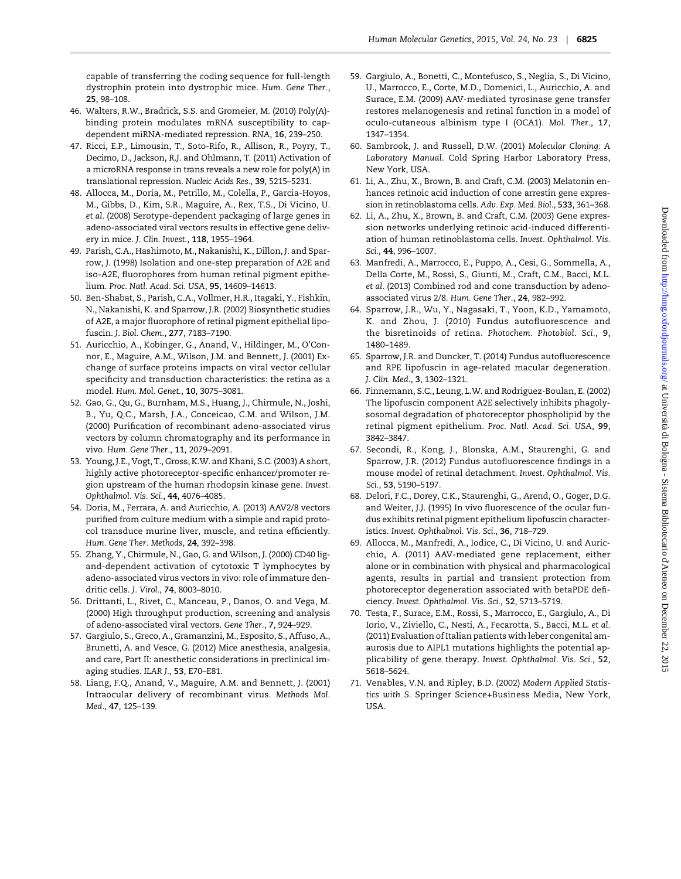capable of transferring the coding sequence for full-length dystrophin protein into dystrophic mice. *Hum. Gene Ther.*, **25**, 98–108.

46. Walters, R.W., Bradrick, S.S. and Gromeier, M. (2010) Poly(A)-binding protein modulates mRNA susceptibility to cap-dependent miRNA-mediated repression. *RNA*, **16**, 239–250.
47. Ricci, E.P., Limousin, T., Soto-Rifo, R., Allison, R., Poyry, T., Decimo, D., Jackson, R.J. and Ohlmann, T. (2011) Activation of a microRNA response in trans reveals a new role for poly(A) in translational repression. *Nucleic Acids Res.*, **39**, 5215–5231.
48. Allocca, M., Doria, M., Petrillo, M., Colella, P., Garcia-Hoyos, M., Gibbs, D., Kim, S.R., Maguire, A., Rex, T.S., Di Vicino, U. *et al.* (2008) Serotype-dependent packaging of large genes in adeno-associated viral vectors results in effective gene delivery in mice. *J. Clin. Invest.*, **118**, 1955–1964.
49. Parish, C.A., Hashimoto, M., Nakanishi, K., Dillon, J. and Sparrow, J. (1998) Isolation and one-step preparation of A2E and iso-A2E, fluorophores from human retinal pigment epithelium. *Proc. Natl. Acad. Sci. USA*, **95**, 14609–14613.
50. Ben-Shabat, S., Parish, C.A., Vollmer, H.R., Itagaki, Y., Fishkin, N., Nakanishi, K. and Sparrow, J.R. (2002) Biosynthetic studies of A2E, a major fluorophore of retinal pigment epithelial lipofuscin. *J. Biol. Chem.*, **277**, 7183–7190.
51. Auricchio, A., Kobinger, G., Anand, V., Hildinger, M., O'Connor, E., Maguire, A.M., Wilson, J.M. and Bennett, J. (2001) Exchange of surface proteins impacts on viral vector cellular specificity and transduction characteristics: the retina as a model. *Hum. Mol. Genet.*, **10**, 3075–3081.
52. Gao, G., Qu, G., Burnham, M.S., Huang, J., Chirmule, N., Joshi, B., Yu, Q.C., Marsh, J.A., Conceicao, C.M. and Wilson, J.M. (2000) Purification of recombinant adeno-associated virus vectors by column chromatography and its performance in vivo. *Hum. Gene Ther.*, **11**, 2079–2091.
53. Young, J.E., Vogt, T., Gross, K.W. and Khani, S.C. (2003) A short, highly active photoreceptor-specific enhancer/promoter region upstream of the human rhodopsin kinase gene. *Invest. Ophthalmol. Vis. Sci.*, **44**, 4076–4085.
54. Doria, M., Ferrara, A. and Auricchio, A. (2013) AAV2/8 vectors purified from culture medium with a simple and rapid protocol transduce murine liver, muscle, and retina efficiently. *Hum. Gene Ther. Methods*, **24**, 392–398.
55. Zhang, Y., Chirmule, N., Gao, G. and Wilson, J. (2000) CD40 ligand-dependent activation of cytotoxic T lymphocytes by adeno-associated virus vectors in vivo: role of immature dendritic cells. *J. Virol.*, **74**, 8003–8010.
56. Drittanti, L., Rivet, C., Manceau, P., Danos, O. and Vega, M. (2000) High throughput production, screening and analysis of adeno-associated viral vectors. *Gene Ther.*, **7**, 924–929.
57. Gargiulo, S., Greco, A., Gramanzini, M., Esposito, S., Affuso, A., Brunetti, A. and Vesce, G. (2012) Mice anesthesia, analgesia, and care, Part II: anesthetic considerations in preclinical imaging studies. *ILAR J.*, **53**, E70–E81.
58. Liang, F.Q., Anand, V., Maguire, A.M. and Bennett, J. (2001) Intraocular delivery of recombinant virus. *Methods Mol. Med.*, **47**, 125–139.
59. Gargiulo, A., Bonetti, C., Montefusco, S., Neglia, S., Di Vicino, U., Marrocco, E., Corte, M.D., Domenici, L., Auricchio, A. and Surace, E.M. (2009) AAV-mediated tyrosinase gene transfer restores melanogenesis and retinal function in a model of oculo-cutaneous albinism type I (OCA1). *Mol. Ther.*, **17**, 1347–1354.
60. Sambrook, J. and Russell, D.W. (2001) *Molecular Cloning: A Laboratory Manual*. Cold Spring Harbor Laboratory Press, New York, USA.
61. Li, A., Zhu, X., Brown, B. and Craft, C.M. (2003) Melatonin enhances retinoic acid induction of cone arrestin gene expression in retinoblastoma cells. *Adv. Exp. Med. Biol.*, **533**, 361–368.
62. Li, A., Zhu, X., Brown, B. and Craft, C.M. (2003) Gene expression networks underlying retinoic acid-induced differentiation of human retinoblastoma cells. *Invest. Ophthalmol. Vis. Sci.*, **44**, 996–1007.
63. Manfredi, A., Marrocco, E., Puppo, A., Cesi, G., Sommella, A., Della Corte, M., Rossi, S., Giunti, M., Craft, C.M., Bacci, M.L. *et al.* (2013) Combined rod and cone transduction by adeno-associated virus 2/8. *Hum. Gene Ther.*, **24**, 982–992.
64. Sparrow, J.R., Wu, Y., Nagasaki, T., Yoon, K.D., Yamamoto, K. and Zhou, J. (2010) Fundus autofluorescence and the bisretinoids of retina. *Photochem. Photobiol. Sci.*, **9**, 1480–1489.
65. Sparrow, J.R. and Duncker, T. (2014) Fundus autofluorescence and RPE lipofuscin in age-related macular degeneration. *J. Clin. Med.*, **3**, 1302–1321.
66. Finnemann, S.C., Leung, L.W. and Rodriguez-Boulan, E. (2002) The lipofuscin component A2E selectively inhibits phagolysosomal degradation of photoreceptor phospholipid by the retinal pigment epithelium. *Proc. Natl. Acad. Sci. USA*, **99**, 3842–3847.
67. Secondi, R., Kong, J., Blonska, A.M., Staurenghi, G. and Sparrow, J.R. (2012) Fundus autofluorescence findings in a mouse model of retinal detachment. *Invest. Ophthalmol. Vis. Sci.*, **53**, 5190–5197.
68. Delori, F.C., Dorey, C.K., Staurenghi, G., Arend, O., Goger, D.G. and Weiter, J.J. (1995) In vivo fluorescence of the ocular fundus exhibits retinal pigment epithelium lipofuscin characteristics. *Invest. Ophthalmol. Vis. Sci.*, **36**, 718–729.
69. Allocca, M., Manfredi, A., Iodice, C., Di Vicino, U. and Auricchio, A. (2011) AAV-mediated gene replacement, either alone or in combination with physical and pharmacological agents, results in partial and transient protection from photoreceptor degeneration associated with betaPDE deficiency. *Invest. Ophthalmol. Vis. Sci.*, **52**, 5713–5719.
70. Testa, F., Surace, E.M., Rossi, S., Marrocco, E., Gargiulo, A., Di Iorio, V., Ziviello, C., Nesti, A., Fecarotta, S., Bacci, M.L. *et al.* (2011) Evaluation of Italian patients with leber congenital amaurosis due to AIPL1 mutations highlights the potential applicability of gene therapy. *Invest. Ophthalmol. Vis. Sci.*, **52**, 5618–5624.
71. Venables, V.N. and Ripley, B.D. (2002) *Modern Applied Statistics with S*. Springer Science+Business Media, New York, USA.